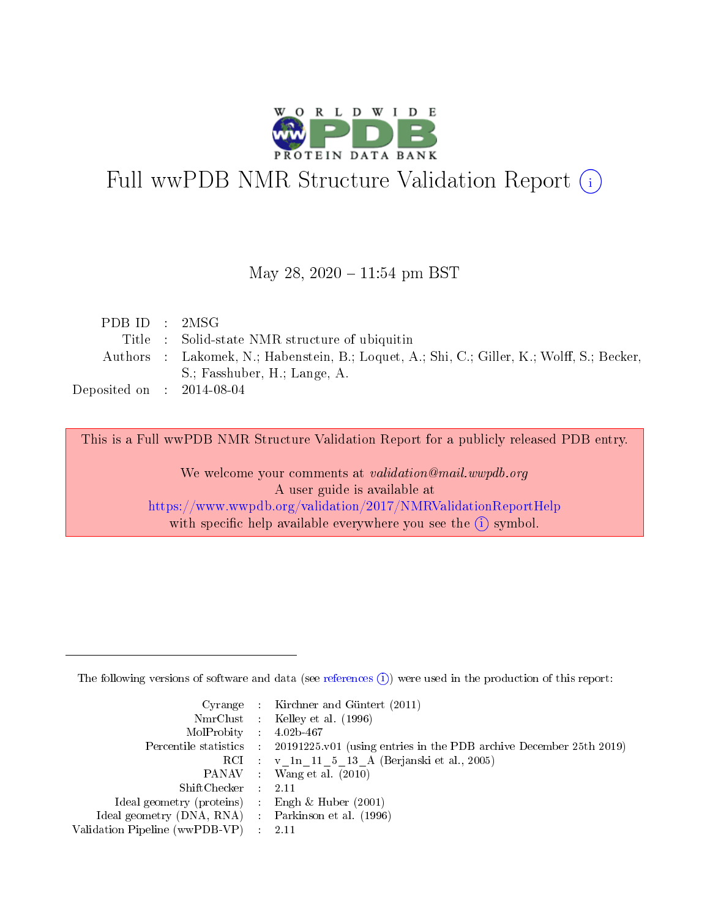# Full wwPDB NMR Structure Validation Report (i)

May 28, 2020 – 11:54 pm BST

|  |  |  |
|---|---|---|
| PDB ID | : | 2MSG |
| Title | : | Solid-state NMR structure of ubiquitin |
| Authors | : | Lakomek, N.; Habenstein, B.; Loquet, A.; Shi, C.; Giller, K.; Wolff, S.; Becker, S.; Fasshuber, H.; Lange, A. |
| Deposited on | : | 2014-08-04 |

This is a Full wwPDB NMR Structure Validation Report for a publicly released PDB entry.

We welcome your comments at *validation@mail.wwpdb.org*
A user guide is available at
https://www.wwpdb.org/validation/2017/NMRValidationReportHelp
with specific help available everywhere you see the (i) symbol.

---

The following versions of software and data (see references (i)) were used in the production of this report:

|  |  |  |
|---|---|---|
| Cyrange | : | Kirchner and Güntert (2011) |
| NmrClust | : | Kelley et al. (1996) |
| MolProbity | : | 4.02b-467 |
| Percentile statistics | : | 20191225.v01 (using entries in the PDB archive December 25th 2019) |
| RCI | : | v_1n_11_5_13_A (Berjanski et al., 2005) |
| PANAV | : | Wang et al. (2010) |
| ShiftChecker | : | 2.11 |
| Ideal geometry (proteins) | : | Engh & Huber (2001) |
| Ideal geometry (DNA, RNA) | : | Parkinson et al. (1996) |
| Validation Pipeline (wwPDB-VP) | : | 2.11 |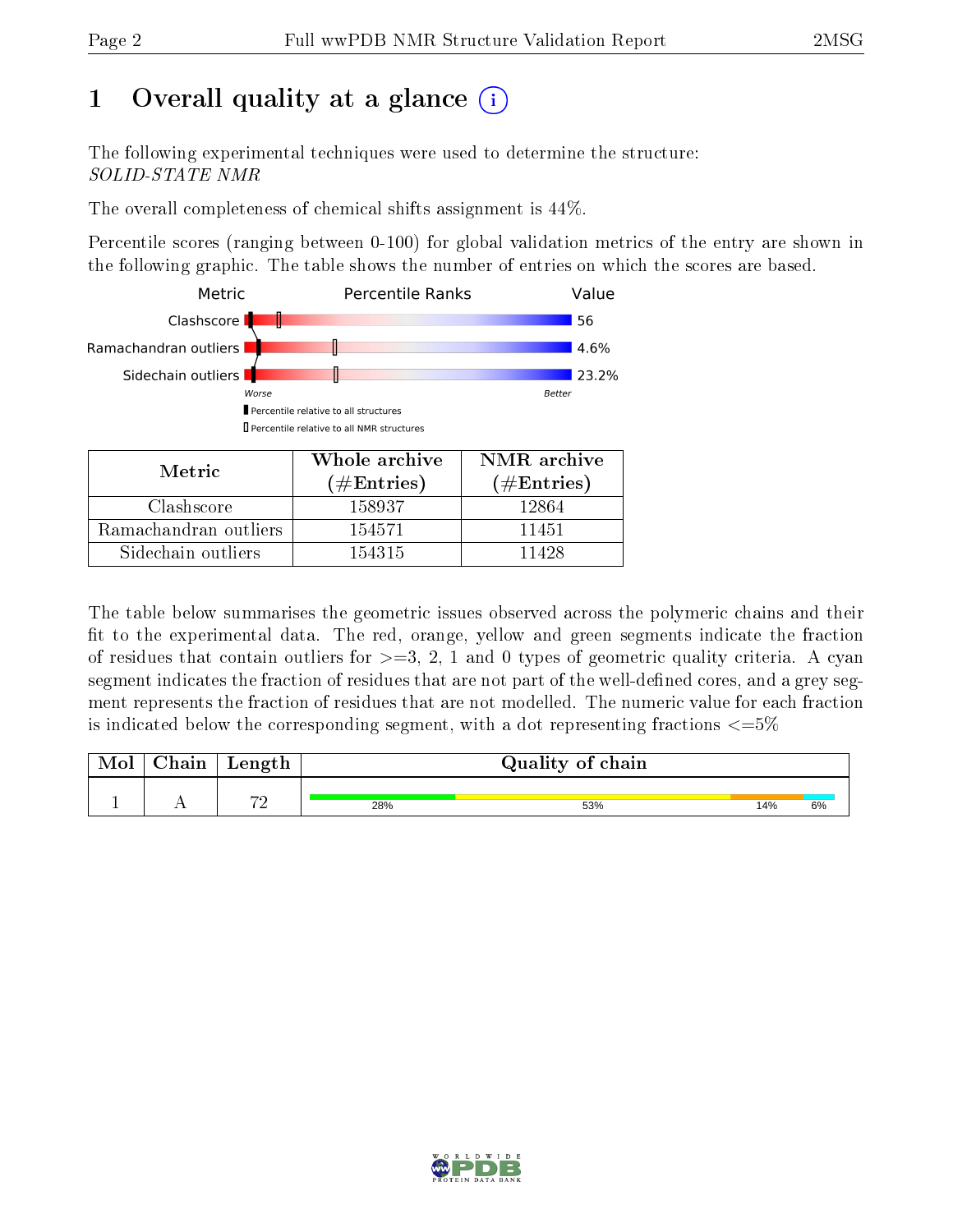# 1 Overall quality at a glance

The following experimental techniques were used to determine the structure:
*SOLID-STATE NMR*

The overall completeness of chemical shifts assignment is 44%.

Percentile scores (ranging between 0-100) for global validation metrics of the entry are shown in the following graphic. The table shows the number of entries on which the scores are based.

| Metric | Percentile Ranks | Value |
| --- | --- | --- |
| Clashscore | | 56 |
| Ramachandran outliers | | 4.6% |
| Sidechain outliers | | 23.2% |

Worse — Better

▮ Percentile relative to all structures
▯ Percentile relative to all NMR structures

| Metric | Whole archive (#Entries) | NMR archive (#Entries) |
| --- | --- | --- |
| Clashscore | 158937 | 12864 |
| Ramachandran outliers | 154571 | 11451 |
| Sidechain outliers | 154315 | 11428 |

The table below summarises the geometric issues observed across the polymeric chains and their fit to the experimental data. The red, orange, yellow and green segments indicate the fraction of residues that contain outliers for >=3, 2, 1 and 0 types of geometric quality criteria. A cyan segment indicates the fraction of residues that are not part of the well-defined cores, and a grey segment represents the fraction of residues that are not modelled. The numeric value for each fraction is indicated below the corresponding segment, with a dot representing fractions <=5%

| Mol | Chain | Length | Quality of chain |
| --- | --- | --- | --- |
| 1 | A | 72 | 28% / 53% / 14% / 6% |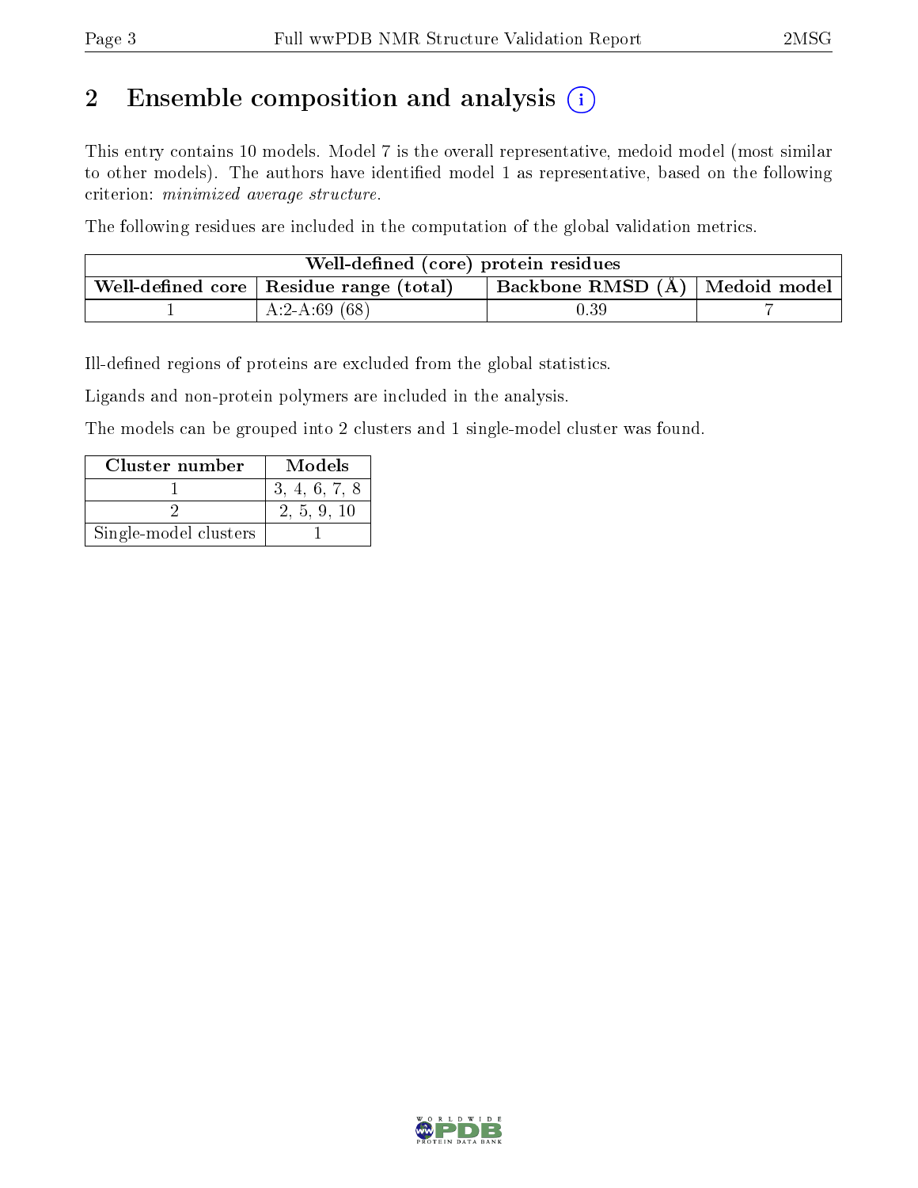## 2 Ensemble composition and analysis (i)

This entry contains 10 models. Model 7 is the overall representative, medoid model (most similar to other models). The authors have identified model 1 as representative, based on the following criterion: *minimized average structure*.

The following residues are included in the computation of the global validation metrics.

| Well-defined (core) protein residues | | | |
|---|---|---|---|
| **Well-defined core** | **Residue range (total)** | **Backbone RMSD (Å)** | **Medoid model** |
| 1 | A:2-A:69 (68) | 0.39 | 7 |

Ill-defined regions of proteins are excluded from the global statistics.

Ligands and non-protein polymers are included in the analysis.

The models can be grouped into 2 clusters and 1 single-model cluster was found.

| Cluster number | Models |
|---|---|
| 1 | 3, 4, 6, 7, 8 |
| 2 | 2, 5, 9, 10 |
| Single-model clusters | 1 |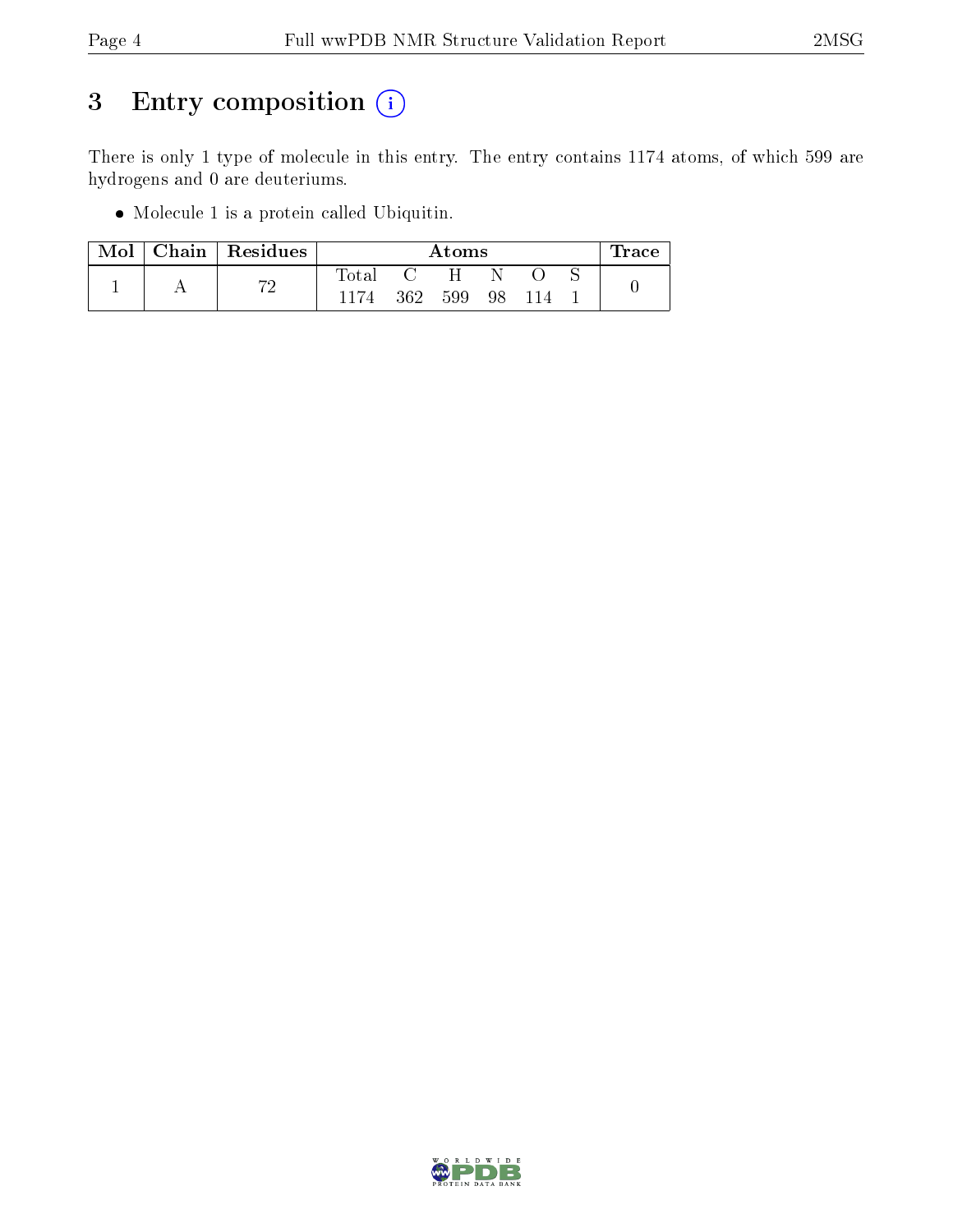# 3 Entry composition (i)

There is only 1 type of molecule in this entry. The entry contains 1174 atoms, of which 599 are hydrogens and 0 are deuteriums.

- Molecule 1 is a protein called Ubiquitin.

| Mol | Chain | Residues | Atoms | | | | | | Trace |
|---|---|---|---|---|---|---|---|---|---|
| | | | Total | C | H | N | O | S | |
| 1 | A | 72 | 1174 | 362 | 599 | 98 | 114 | 1 | 0 |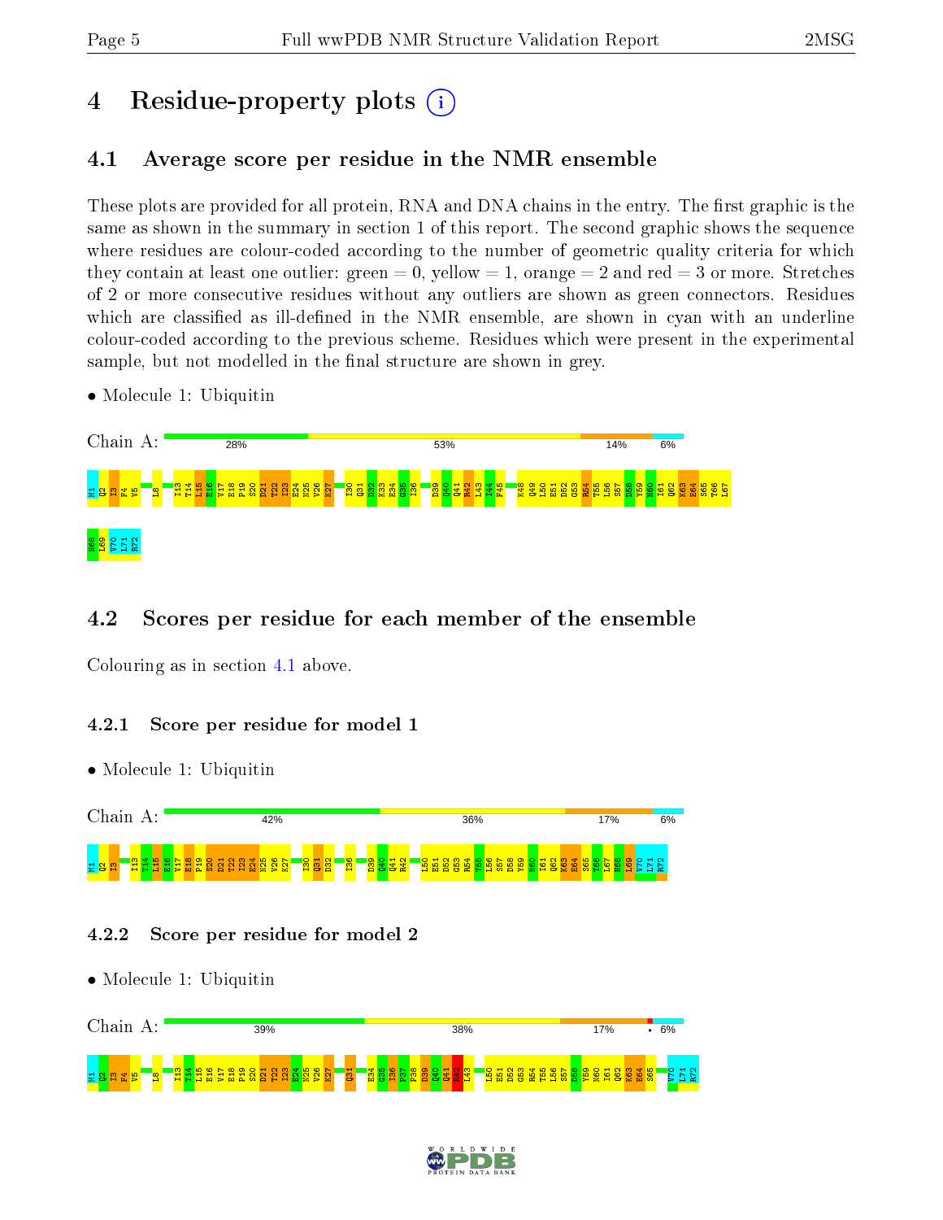# 4 Residue-property plots

## 4.1 Average score per residue in the NMR ensemble

These plots are provided for all protein, RNA and DNA chains in the entry. The first graphic is the same as shown in the summary in section 1 of this report. The second graphic shows the sequence where residues are colour-coded according to the number of geometric quality criteria for which they contain at least one outlier: green = 0, yellow = 1, orange = 2 and red = 3 or more. Stretches of 2 or more consecutive residues without any outliers are shown as green connectors. Residues which are classified as ill-defined in the NMR ensemble, are shown in cyan with an underline colour-coded according to the previous scheme. Residues which were present in the experimental sample, but not modelled in the final structure are shown in grey.

- Molecule 1: Ubiquitin

Chain A: 28% | 53% | 14% | 6%

M1 Q2 I3 F4 V5 L8 I13 T14 L15 E16 V17 E18 P19 S20 D21 T22 I23 E24 N25 V26 K27 I30 Q31 D32 K33 E34 G35 I36 D39 Q40 Q41 R42 L43 I44 F45 K48 Q49 L50 E51 D52 G53 R54 T55 L56 S57 D58 Y59 N60 I61 Q62 K63 E64 S65 T66 L67 H68 L69 V70 L71 R72

## 4.2 Scores per residue for each member of the ensemble

Colouring as in section 4.1 above.

### 4.2.1 Score per residue for model 1

- Molecule 1: Ubiquitin

Chain A: 42% | 36% | 17% | 6%

M1 Q2 I3 I13 T14 L15 E16 V17 E18 P19 S20 D21 T22 I23 E24 N25 V26 K27 I30 Q31 D32 I36 D39 Q40 Q41 R42 L50 E51 D52 G53 R54 T55 L56 S57 D58 Y59 N60 I61 Q62 K63 E64 S65 T66 L67 H68 L69 V70 L71 R72

### 4.2.2 Score per residue for model 2

- Molecule 1: Ubiquitin

Chain A: 39% | 38% | 17% | • | 6%

M1 Q2 I3 F4 V5 L8 I13 T14 L15 E16 V17 E18 P19 S20 D21 T22 I23 E24 N25 V26 K27 Q31 E34 G35 I36 P37 P38 D39 Q40 Q41 R42 L43 L50 E51 D52 G53 R54 T55 L56 S57 D58 Y59 N60 I61 Q62 K63 E64 S65 V70 L71 R72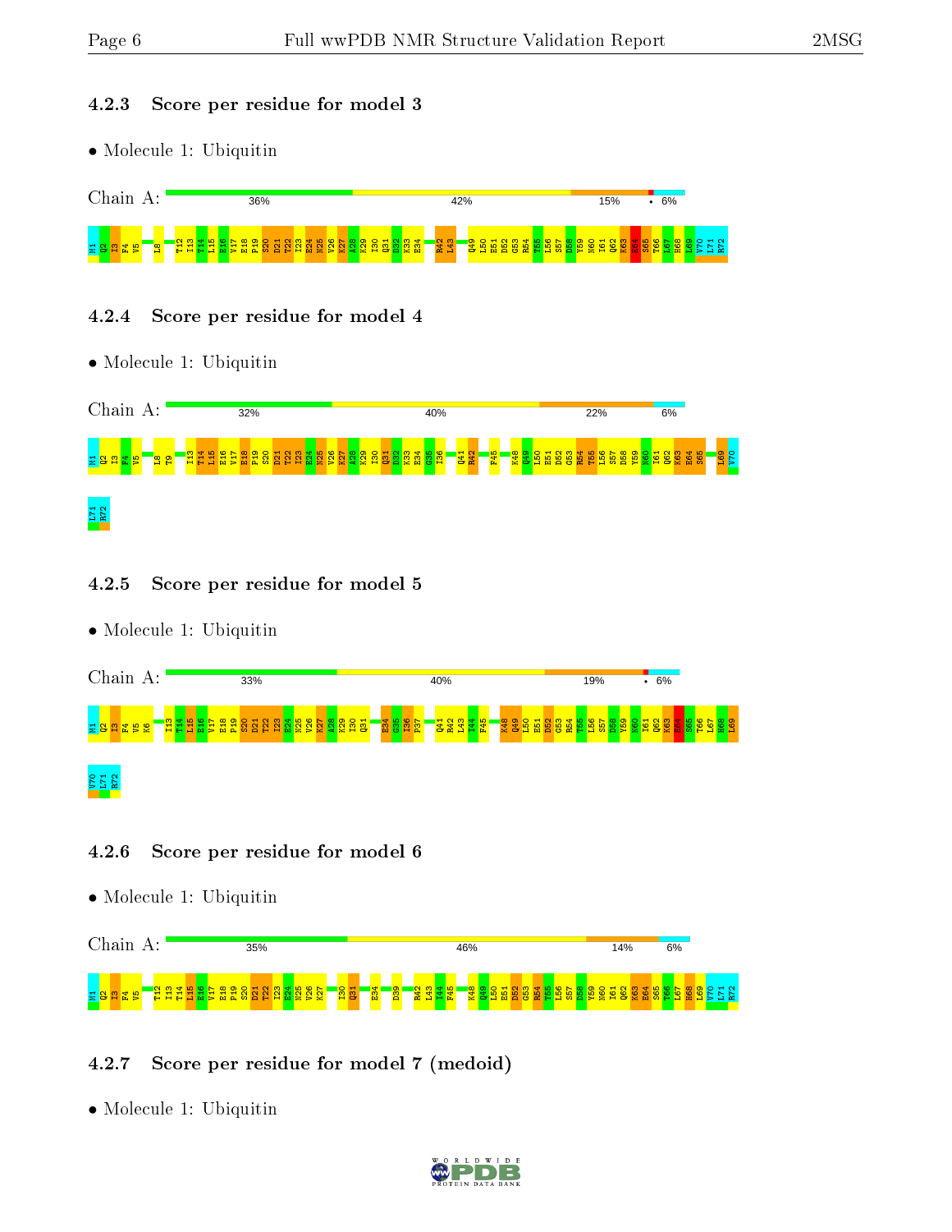### 4.2.3 Score per residue for model 3

- Molecule 1: Ubiquitin

Chain A: 36% | 42% | 15% | • | 6%

M1 Q2 I3 F4 V5 L8 T12 I13 T14 L15 E16 V17 E18 P19 S20 D21 T22 I23 E24 N25 V26 K27 A28 K29 I30 Q31 D32 K33 E34 R42 L43 Q49 L50 E51 D52 G53 R54 T55 L56 S57 D58 Y59 N60 I61 Q62 K63 E64 S65 T66 L67 H68 L69 V70 L71 R72

### 4.2.4 Score per residue for model 4

- Molecule 1: Ubiquitin

Chain A: 32% | 40% | 22% | 6%

M1 Q2 I3 F4 V5 L8 T9 I13 T14 L15 E16 V17 E18 P19 S20 D21 T22 I23 E24 N25 V26 K27 A28 K29 I30 Q31 D32 K33 E34 G35 I36 Q41 R42 F45 K48 Q49 L50 E51 D52 G53 R54 T55 L56 S57 D58 Y59 N60 I61 Q62 K63 E64 S65 L69 V70 L71 R72

### 4.2.5 Score per residue for model 5

- Molecule 1: Ubiquitin

Chain A: 33% | 40% | 19% | • | 6%

M1 Q2 I3 F4 V5 K6 I13 T14 L15 E16 V17 E18 P19 S20 D21 T22 I23 E24 N25 V26 K27 A28 K29 I30 Q31 E34 G35 I36 P37 Q41 R42 L43 I44 F45 K48 Q49 L50 E51 D52 G53 R54 T55 L56 S57 D58 Y59 N60 I61 Q62 K63 E64 S65 T66 L67 H68 L69 V70 L71 R72

### 4.2.6 Score per residue for model 6

- Molecule 1: Ubiquitin

Chain A: 35% | 46% | 14% | 6%

M1 Q2 I3 F4 V5 T12 I13 T14 L15 E16 V17 E18 P19 S20 D21 T22 I23 E24 N25 V26 K27 I30 Q31 E34 D39 R42 L43 I44 F45 K48 Q49 L50 E51 D52 G53 R54 T55 L56 S57 D58 Y59 N60 I61 Q62 K63 E64 S65 T66 L67 H68 L69 V70 L71 R72

### 4.2.7 Score per residue for model 7 (medoid)

- Molecule 1: Ubiquitin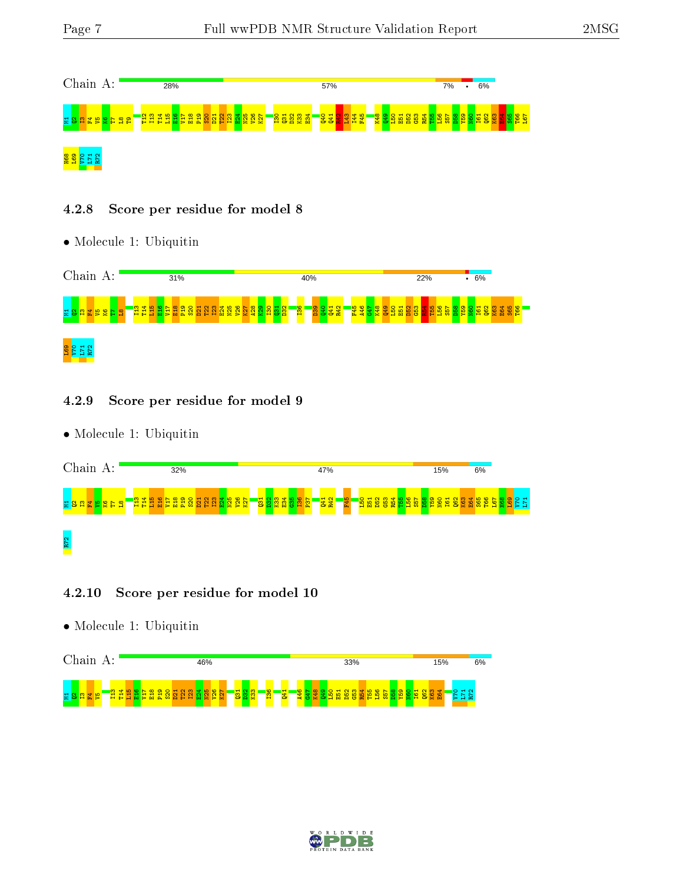Chain A: 28% 57% 7% • 6%

M1 Q2 I3 F4 V5 K6 T7 L8 T9 T12 I13 T14 L15 E16 V17 E18 P19 S20 D21 T22 I23 E24 N25 V26 K27 I30 Q31 D32 K33 E34 Q40 Q41 R42 L43 I44 F45 K48 Q49 L50 E51 D52 G53 R54 T55 L56 S57 D58 Y59 N60 I61 Q62 K63 E64 S65 T66 L67 H68 L69 V70 L71 R72

### 4.2.8 Score per residue for model 8

- Molecule 1: Ubiquitin

Chain A: 31% 40% 22% • 6%

M1 Q2 I3 F4 V5 K6 T7 L8 I13 T14 L15 E16 V17 E18 P19 S20 D21 T22 I23 E24 N25 V26 K27 A28 K29 I30 Q31 D32 I36 D39 Q40 Q41 R42 F45 A46 G47 K48 Q49 L50 E51 D52 G53 R54 T55 L56 S57 D58 Y59 N60 I61 Q62 K63 E64 S65 T66 L69 V70 L71 R72

### 4.2.9 Score per residue for model 9

- Molecule 1: Ubiquitin

Chain A: 32% 47% 15% 6%

M1 Q2 I3 F4 V5 K6 T7 L8 I13 T14 L15 E16 V17 E18 P19 S20 D21 T22 I23 E24 N25 V26 K27 Q31 D32 K33 E34 G35 I36 P37 Q41 R42 F45 L50 E51 D52 G53 R54 T55 L56 S57 D58 Y59 N60 I61 Q62 K63 E64 S65 T66 L67 H68 L69 V70 L71 R72

### 4.2.10 Score per residue for model 10

- Molecule 1: Ubiquitin

Chain A: 46% 33% 15% 6%

M1 Q2 I3 F4 V5 I13 T14 L15 E16 V17 E18 P19 S20 D21 T22 I23 E24 N25 V26 K27 Q31 D32 K33 I36 Q41 A46 G47 K48 Q49 L50 E51 D52 G53 R54 T55 L56 S57 D58 Y59 N60 I61 Q62 K63 E64 V70 L71 R72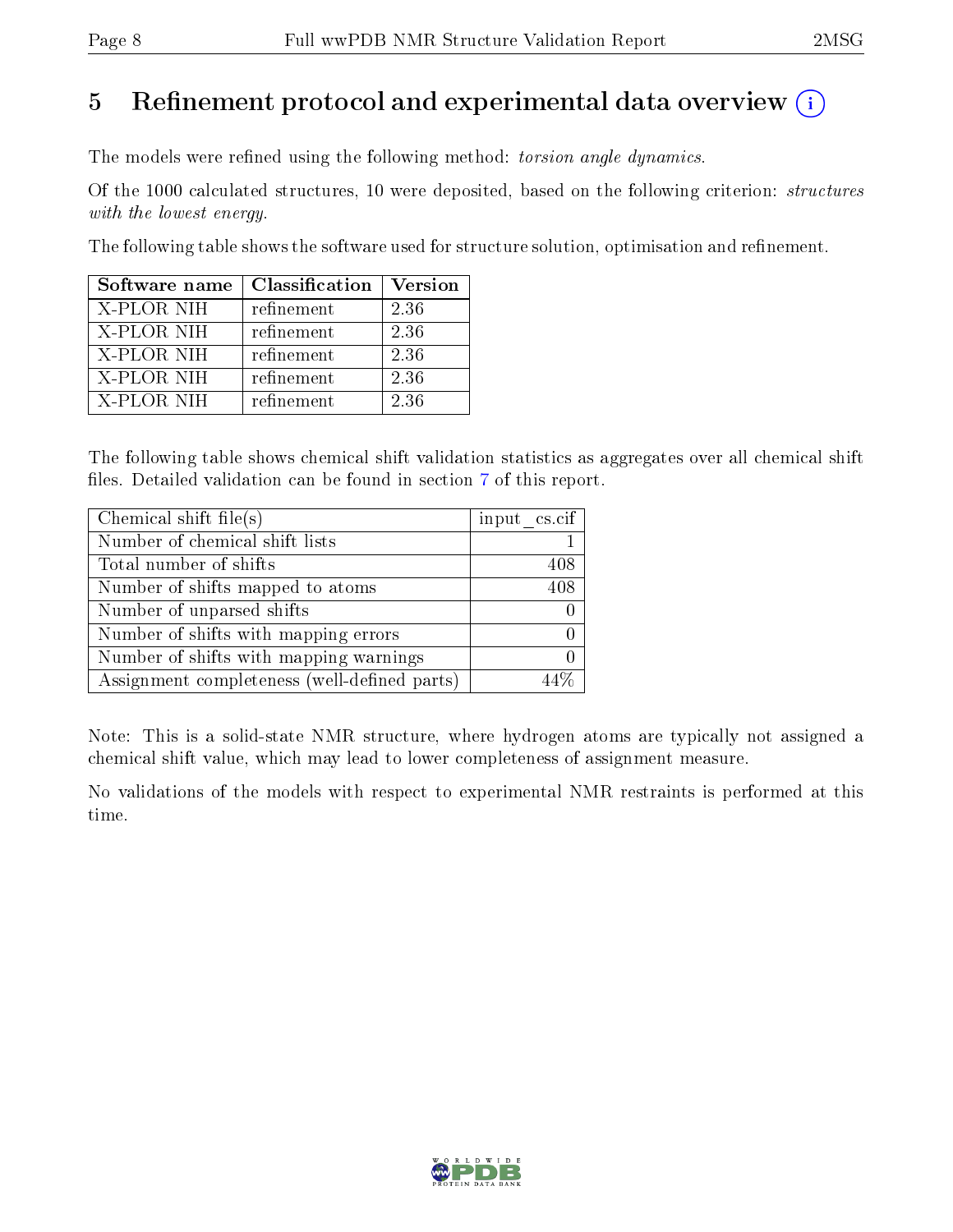# 5 Refinement protocol and experimental data overview (i)

The models were refined using the following method: *torsion angle dynamics*.

Of the 1000 calculated structures, 10 were deposited, based on the following criterion: *structures with the lowest energy*.

The following table shows the software used for structure solution, optimisation and refinement.

| Software name | Classification | Version |
|---|---|---|
| X-PLOR NIH | refinement | 2.36 |
| X-PLOR NIH | refinement | 2.36 |
| X-PLOR NIH | refinement | 2.36 |
| X-PLOR NIH | refinement | 2.36 |
| X-PLOR NIH | refinement | 2.36 |

The following table shows chemical shift validation statistics as aggregates over all chemical shift files. Detailed validation can be found in section 7 of this report.

| Chemical shift file(s) | input_cs.cif |
|---|---|
| Number of chemical shift lists | 1 |
| Total number of shifts | 408 |
| Number of shifts mapped to atoms | 408 |
| Number of unparsed shifts | 0 |
| Number of shifts with mapping errors | 0 |
| Number of shifts with mapping warnings | 0 |
| Assignment completeness (well-defined parts) | 44% |

Note: This is a solid-state NMR structure, where hydrogen atoms are typically not assigned a chemical shift value, which may lead to lower completeness of assignment measure.

No validations of the models with respect to experimental NMR restraints is performed at this time.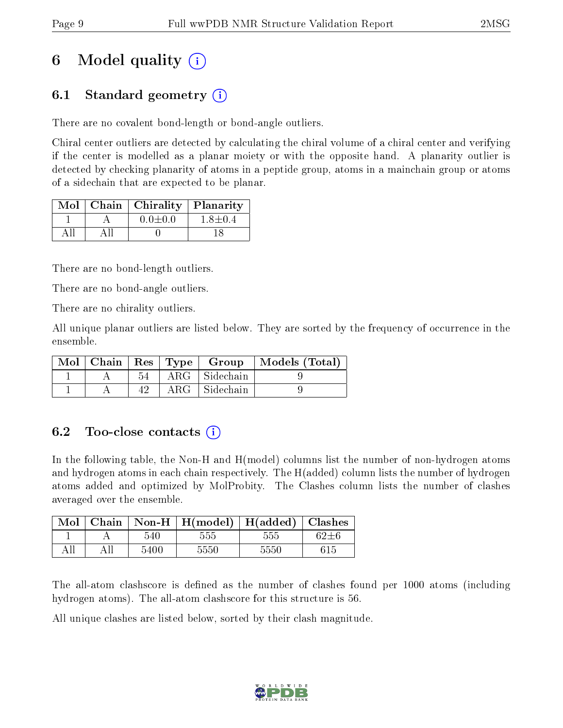# 6 Model quality (i)

## 6.1 Standard geometry (i)

There are no covalent bond-length or bond-angle outliers.

Chiral center outliers are detected by calculating the chiral volume of a chiral center and verifying if the center is modelled as a planar moiety or with the opposite hand. A planarity outlier is detected by checking planarity of atoms in a peptide group, atoms in a mainchain group or atoms of a sidechain that are expected to be planar.

| Mol | Chain | Chirality | Planarity |
|---|---|---|---|
| 1 | A | 0.0±0.0 | 1.8±0.4 |
| All | All | 0 | 18 |

There are no bond-length outliers.

There are no bond-angle outliers.

There are no chirality outliers.

All unique planar outliers are listed below. They are sorted by the frequency of occurrence in the ensemble.

| Mol | Chain | Res | Type | Group | Models (Total) |
|---|---|---|---|---|---|
| 1 | A | 54 | ARG | Sidechain | 9 |
| 1 | A | 42 | ARG | Sidechain | 9 |

## 6.2 Too-close contacts (i)

In the following table, the Non-H and H(model) columns list the number of non-hydrogen atoms and hydrogen atoms in each chain respectively. The H(added) column lists the number of hydrogen atoms added and optimized by MolProbity. The Clashes column lists the number of clashes averaged over the ensemble.

| Mol | Chain | Non-H | H(model) | H(added) | Clashes |
|---|---|---|---|---|---|
| 1 | A | 540 | 555 | 555 | 62±6 |
| All | All | 5400 | 5550 | 5550 | 615 |

The all-atom clashscore is defined as the number of clashes found per 1000 atoms (including hydrogen atoms). The all-atom clashscore for this structure is 56.

All unique clashes are listed below, sorted by their clash magnitude.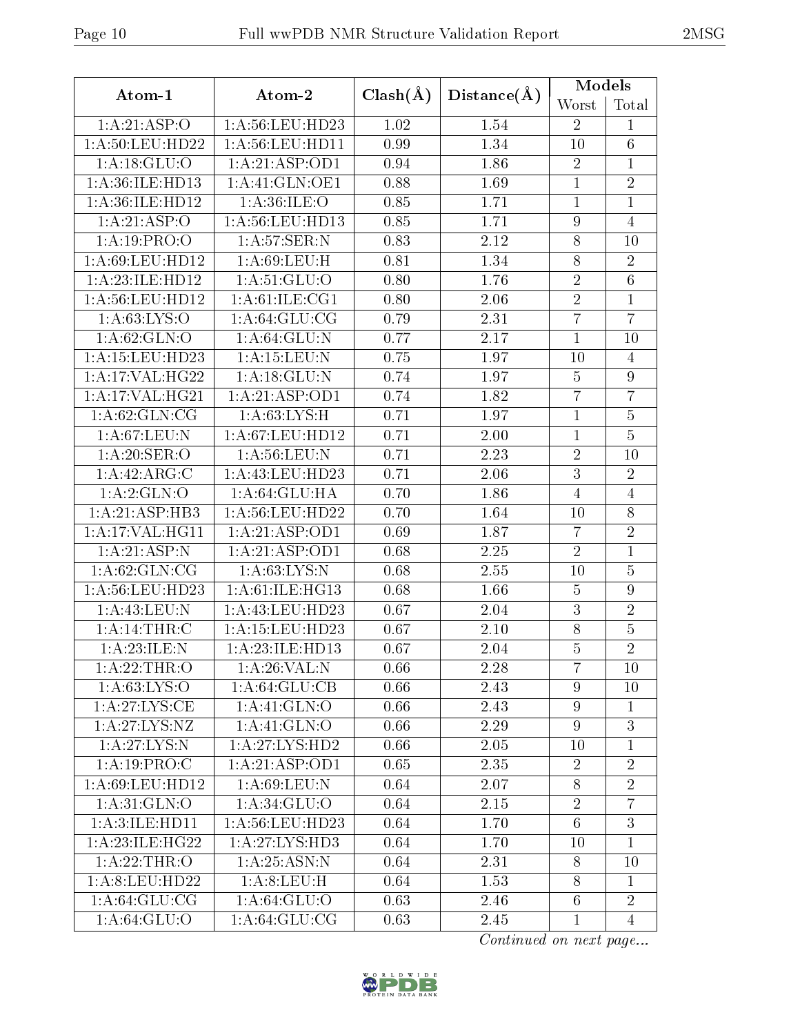| Atom-1 | Atom-2 | Clash(Å) | Distance(Å) | Models | |
|---|---|---|---|---|---|
| | | | | Worst | Total |
| 1:A:21:ASP:O | 1:A:56:LEU:HD23 | 1.02 | 1.54 | 2 | 1 |
| 1:A:50:LEU:HD22 | 1:A:56:LEU:HD11 | 0.99 | 1.34 | 10 | 6 |
| 1:A:18:GLU:O | 1:A:21:ASP:OD1 | 0.94 | 1.86 | 2 | 1 |
| 1:A:36:ILE:HD13 | 1:A:41:GLN:OE1 | 0.88 | 1.69 | 1 | 2 |
| 1:A:36:ILE:HD12 | 1:A:36:ILE:O | 0.85 | 1.71 | 1 | 1 |
| 1:A:21:ASP:O | 1:A:56:LEU:HD13 | 0.85 | 1.71 | 9 | 4 |
| 1:A:19:PRO:O | 1:A:57:SER:N | 0.83 | 2.12 | 8 | 10 |
| 1:A:69:LEU:HD12 | 1:A:69:LEU:H | 0.81 | 1.34 | 8 | 2 |
| 1:A:23:ILE:HD12 | 1:A:51:GLU:O | 0.80 | 1.76 | 2 | 6 |
| 1:A:56:LEU:HD12 | 1:A:61:ILE:CG1 | 0.80 | 2.06 | 2 | 1 |
| 1:A:63:LYS:O | 1:A:64:GLU:CG | 0.79 | 2.31 | 7 | 7 |
| 1:A:62:GLN:O | 1:A:64:GLU:N | 0.77 | 2.17 | 1 | 10 |
| 1:A:15:LEU:HD23 | 1:A:15:LEU:N | 0.75 | 1.97 | 10 | 4 |
| 1:A:17:VAL:HG22 | 1:A:18:GLU:N | 0.74 | 1.97 | 5 | 9 |
| 1:A:17:VAL:HG21 | 1:A:21:ASP:OD1 | 0.74 | 1.82 | 7 | 7 |
| 1:A:62:GLN:CG | 1:A:63:LYS:H | 0.71 | 1.97 | 1 | 5 |
| 1:A:67:LEU:N | 1:A:67:LEU:HD12 | 0.71 | 2.00 | 1 | 5 |
| 1:A:20:SER:O | 1:A:56:LEU:N | 0.71 | 2.23 | 2 | 10 |
| 1:A:42:ARG:C | 1:A:43:LEU:HD23 | 0.71 | 2.06 | 3 | 2 |
| 1:A:2:GLN:O | 1:A:64:GLU:HA | 0.70 | 1.86 | 4 | 4 |
| 1:A:21:ASP:HB3 | 1:A:56:LEU:HD22 | 0.70 | 1.64 | 10 | 8 |
| 1:A:17:VAL:HG11 | 1:A:21:ASP:OD1 | 0.69 | 1.87 | 7 | 2 |
| 1:A:21:ASP:N | 1:A:21:ASP:OD1 | 0.68 | 2.25 | 2 | 1 |
| 1:A:62:GLN:CG | 1:A:63:LYS:N | 0.68 | 2.55 | 10 | 5 |
| 1:A:56:LEU:HD23 | 1:A:61:ILE:HG13 | 0.68 | 1.66 | 5 | 9 |
| 1:A:43:LEU:N | 1:A:43:LEU:HD23 | 0.67 | 2.04 | 3 | 2 |
| 1:A:14:THR:C | 1:A:15:LEU:HD23 | 0.67 | 2.10 | 8 | 5 |
| 1:A:23:ILE:N | 1:A:23:ILE:HD13 | 0.67 | 2.04 | 5 | 2 |
| 1:A:22:THR:O | 1:A:26:VAL:N | 0.66 | 2.28 | 7 | 10 |
| 1:A:63:LYS:O | 1:A:64:GLU:CB | 0.66 | 2.43 | 9 | 10 |
| 1:A:27:LYS:CE | 1:A:41:GLN:O | 0.66 | 2.43 | 9 | 1 |
| 1:A:27:LYS:NZ | 1:A:41:GLN:O | 0.66 | 2.29 | 9 | 3 |
| 1:A:27:LYS:N | 1:A:27:LYS:HD2 | 0.66 | 2.05 | 10 | 1 |
| 1:A:19:PRO:C | 1:A:21:ASP:OD1 | 0.65 | 2.35 | 2 | 2 |
| 1:A:69:LEU:HD12 | 1:A:69:LEU:N | 0.64 | 2.07 | 8 | 2 |
| 1:A:31:GLN:O | 1:A:34:GLU:O | 0.64 | 2.15 | 2 | 7 |
| 1:A:3:ILE:HD11 | 1:A:56:LEU:HD23 | 0.64 | 1.70 | 6 | 3 |
| 1:A:23:ILE:HG22 | 1:A:27:LYS:HD3 | 0.64 | 1.70 | 10 | 1 |
| 1:A:22:THR:O | 1:A:25:ASN:N | 0.64 | 2.31 | 8 | 10 |
| 1:A:8:LEU:HD22 | 1:A:8:LEU:H | 0.64 | 1.53 | 8 | 1 |
| 1:A:64:GLU:CG | 1:A:64:GLU:O | 0.63 | 2.46 | 6 | 2 |
| 1:A:64:GLU:O | 1:A:64:GLU:CG | 0.63 | 2.45 | 1 | 4 |

*Continued on next page...*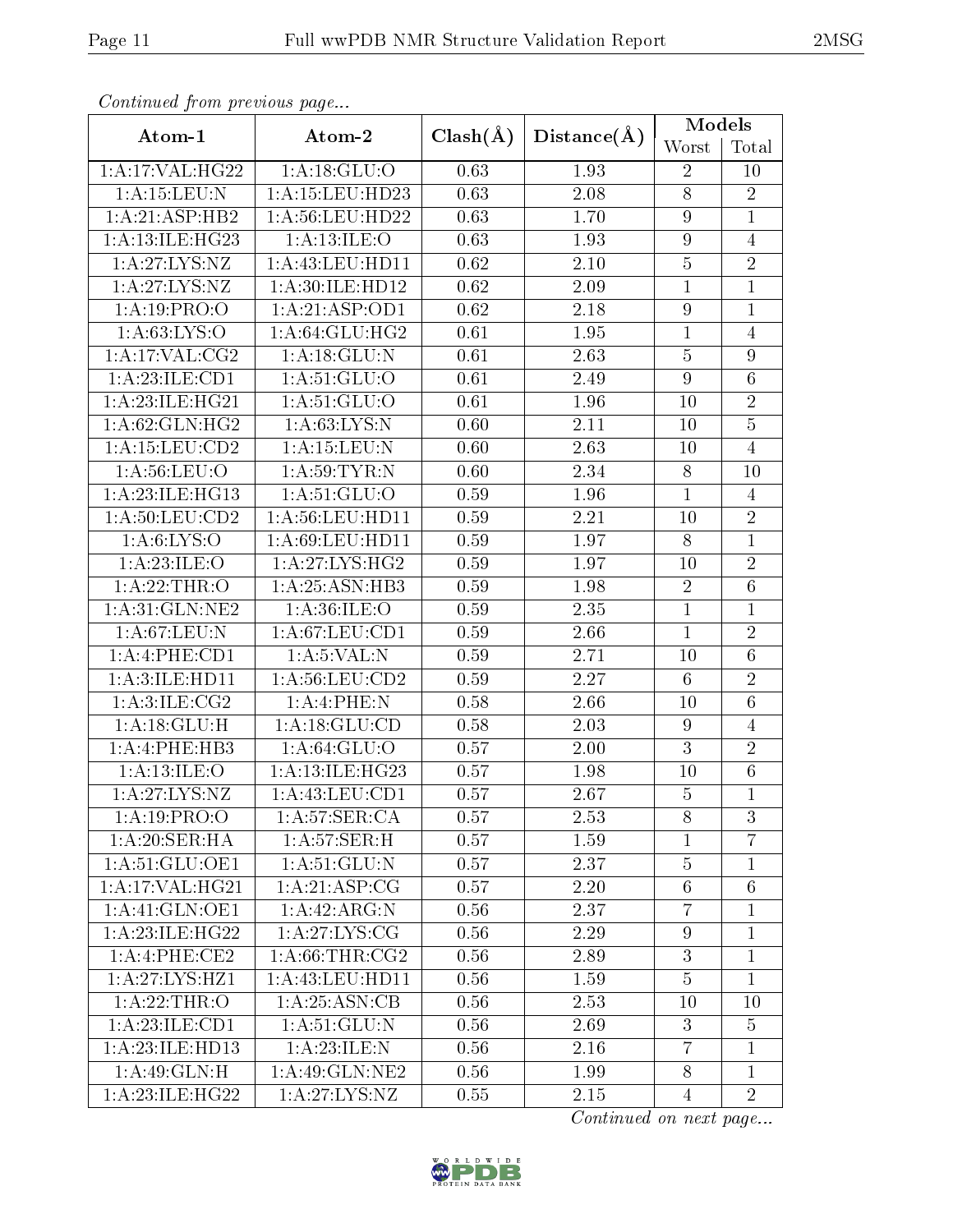*Continued from previous page...*

| Atom-1 | Atom-2 | Clash(Å) | Distance(Å) | Models | |
|---|---|---|---|---|---|
| | | | | Worst | Total |
| 1:A:17:VAL:HG22 | 1:A:18:GLU:O | 0.63 | 1.93 | 2 | 10 |
| 1:A:15:LEU:N | 1:A:15:LEU:HD23 | 0.63 | 2.08 | 8 | 2 |
| 1:A:21:ASP:HB2 | 1:A:56:LEU:HD22 | 0.63 | 1.70 | 9 | 1 |
| 1:A:13:ILE:HG23 | 1:A:13:ILE:O | 0.63 | 1.93 | 9 | 4 |
| 1:A:27:LYS:NZ | 1:A:43:LEU:HD11 | 0.62 | 2.10 | 5 | 2 |
| 1:A:27:LYS:NZ | 1:A:30:ILE:HD12 | 0.62 | 2.09 | 1 | 1 |
| 1:A:19:PRO:O | 1:A:21:ASP:OD1 | 0.62 | 2.18 | 9 | 1 |
| 1:A:63:LYS:O | 1:A:64:GLU:HG2 | 0.61 | 1.95 | 1 | 4 |
| 1:A:17:VAL:CG2 | 1:A:18:GLU:N | 0.61 | 2.63 | 5 | 9 |
| 1:A:23:ILE:CD1 | 1:A:51:GLU:O | 0.61 | 2.49 | 9 | 6 |
| 1:A:23:ILE:HG21 | 1:A:51:GLU:O | 0.61 | 1.96 | 10 | 2 |
| 1:A:62:GLN:HG2 | 1:A:63:LYS:N | 0.60 | 2.11 | 10 | 5 |
| 1:A:15:LEU:CD2 | 1:A:15:LEU:N | 0.60 | 2.63 | 10 | 4 |
| 1:A:56:LEU:O | 1:A:59:TYR:N | 0.60 | 2.34 | 8 | 10 |
| 1:A:23:ILE:HG13 | 1:A:51:GLU:O | 0.59 | 1.96 | 1 | 4 |
| 1:A:50:LEU:CD2 | 1:A:56:LEU:HD11 | 0.59 | 2.21 | 10 | 2 |
| 1:A:6:LYS:O | 1:A:69:LEU:HD11 | 0.59 | 1.97 | 8 | 1 |
| 1:A:23:ILE:O | 1:A:27:LYS:HG2 | 0.59 | 1.97 | 10 | 2 |
| 1:A:22:THR:O | 1:A:25:ASN:HB3 | 0.59 | 1.98 | 2 | 6 |
| 1:A:31:GLN:NE2 | 1:A:36:ILE:O | 0.59 | 2.35 | 1 | 1 |
| 1:A:67:LEU:N | 1:A:67:LEU:CD1 | 0.59 | 2.66 | 1 | 2 |
| 1:A:4:PHE:CD1 | 1:A:5:VAL:N | 0.59 | 2.71 | 10 | 6 |
| 1:A:3:ILE:HD11 | 1:A:56:LEU:CD2 | 0.59 | 2.27 | 6 | 2 |
| 1:A:3:ILE:CG2 | 1:A:4:PHE:N | 0.58 | 2.66 | 10 | 6 |
| 1:A:18:GLU:H | 1:A:18:GLU:CD | 0.58 | 2.03 | 9 | 4 |
| 1:A:4:PHE:HB3 | 1:A:64:GLU:O | 0.57 | 2.00 | 3 | 2 |
| 1:A:13:ILE:O | 1:A:13:ILE:HG23 | 0.57 | 1.98 | 10 | 6 |
| 1:A:27:LYS:NZ | 1:A:43:LEU:CD1 | 0.57 | 2.67 | 5 | 1 |
| 1:A:19:PRO:O | 1:A:57:SER:CA | 0.57 | 2.53 | 8 | 3 |
| 1:A:20:SER:HA | 1:A:57:SER:H | 0.57 | 1.59 | 1 | 7 |
| 1:A:51:GLU:OE1 | 1:A:51:GLU:N | 0.57 | 2.37 | 5 | 1 |
| 1:A:17:VAL:HG21 | 1:A:21:ASP:CG | 0.57 | 2.20 | 6 | 6 |
| 1:A:41:GLN:OE1 | 1:A:42:ARG:N | 0.56 | 2.37 | 7 | 1 |
| 1:A:23:ILE:HG22 | 1:A:27:LYS:CG | 0.56 | 2.29 | 9 | 1 |
| 1:A:4:PHE:CE2 | 1:A:66:THR:CG2 | 0.56 | 2.89 | 3 | 1 |
| 1:A:27:LYS:HZ1 | 1:A:43:LEU:HD11 | 0.56 | 1.59 | 5 | 1 |
| 1:A:22:THR:O | 1:A:25:ASN:CB | 0.56 | 2.53 | 10 | 10 |
| 1:A:23:ILE:CD1 | 1:A:51:GLU:N | 0.56 | 2.69 | 3 | 5 |
| 1:A:23:ILE:HD13 | 1:A:23:ILE:N | 0.56 | 2.16 | 7 | 1 |
| 1:A:49:GLN:H | 1:A:49:GLN:NE2 | 0.56 | 1.99 | 8 | 1 |
| 1:A:23:ILE:HG22 | 1:A:27:LYS:NZ | 0.55 | 2.15 | 4 | 2 |

*Continued on next page...*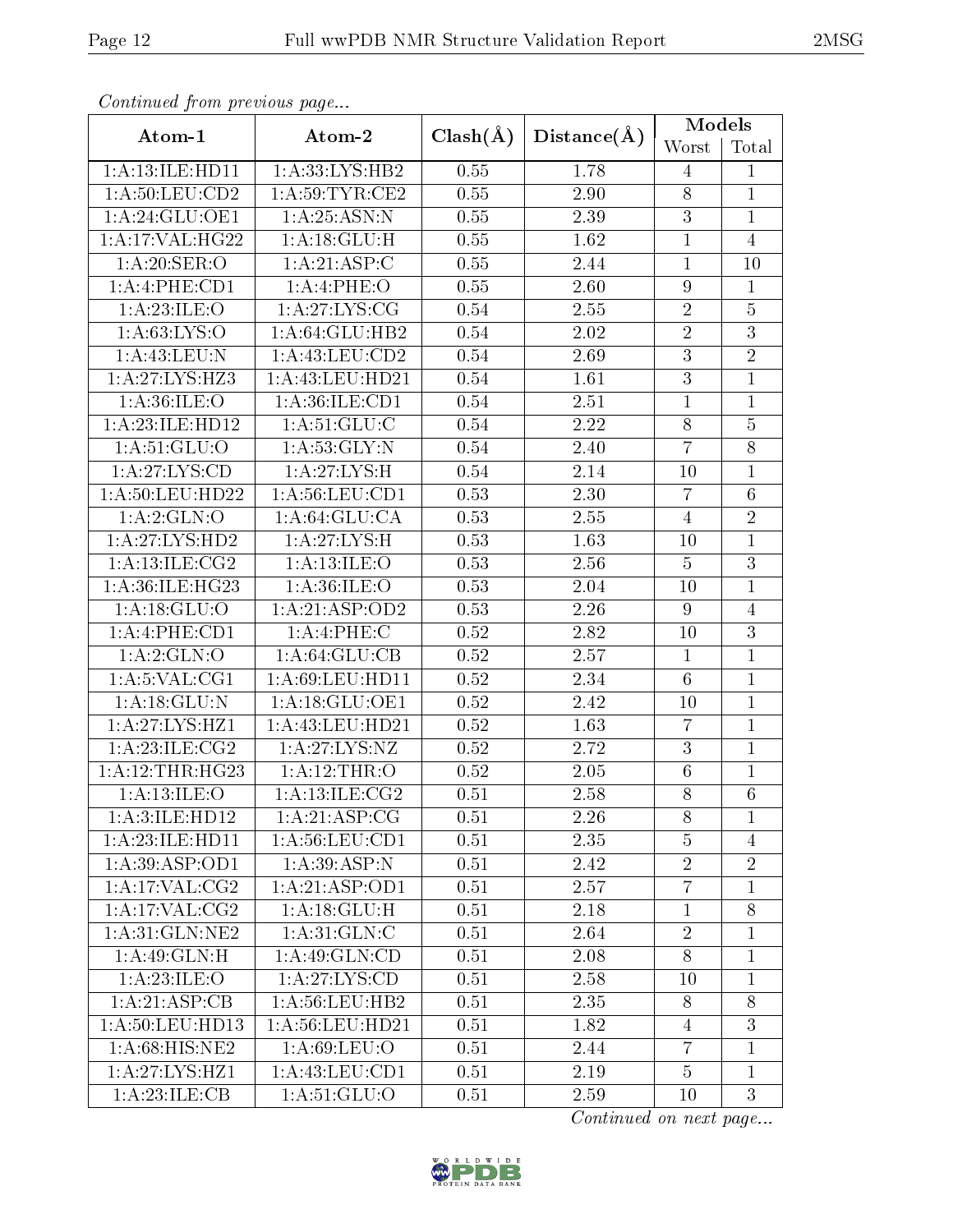*Continued from previous page...*

| Atom-1 | Atom-2 | Clash(Å) | Distance(Å) | Models | |
|---|---|---|---|---|---|
| | | | | Worst | Total |
| 1:A:13:ILE:HD11 | 1:A:33:LYS:HB2 | 0.55 | 1.78 | 4 | 1 |
| 1:A:50:LEU:CD2 | 1:A:59:TYR:CE2 | 0.55 | 2.90 | 8 | 1 |
| 1:A:24:GLU:OE1 | 1:A:25:ASN:N | 0.55 | 2.39 | 3 | 1 |
| 1:A:17:VAL:HG22 | 1:A:18:GLU:H | 0.55 | 1.62 | 1 | 4 |
| 1:A:20:SER:O | 1:A:21:ASP:C | 0.55 | 2.44 | 1 | 10 |
| 1:A:4:PHE:CD1 | 1:A:4:PHE:O | 0.55 | 2.60 | 9 | 1 |
| 1:A:23:ILE:O | 1:A:27:LYS:CG | 0.54 | 2.55 | 2 | 5 |
| 1:A:63:LYS:O | 1:A:64:GLU:HB2 | 0.54 | 2.02 | 2 | 3 |
| 1:A:43:LEU:N | 1:A:43:LEU:CD2 | 0.54 | 2.69 | 3 | 2 |
| 1:A:27:LYS:HZ3 | 1:A:43:LEU:HD21 | 0.54 | 1.61 | 3 | 1 |
| 1:A:36:ILE:O | 1:A:36:ILE:CD1 | 0.54 | 2.51 | 1 | 1 |
| 1:A:23:ILE:HD12 | 1:A:51:GLU:C | 0.54 | 2.22 | 8 | 5 |
| 1:A:51:GLU:O | 1:A:53:GLY:N | 0.54 | 2.40 | 7 | 8 |
| 1:A:27:LYS:CD | 1:A:27:LYS:H | 0.54 | 2.14 | 10 | 1 |
| 1:A:50:LEU:HD22 | 1:A:56:LEU:CD1 | 0.53 | 2.30 | 7 | 6 |
| 1:A:2:GLN:O | 1:A:64:GLU:CA | 0.53 | 2.55 | 4 | 2 |
| 1:A:27:LYS:HD2 | 1:A:27:LYS:H | 0.53 | 1.63 | 10 | 1 |
| 1:A:13:ILE:CG2 | 1:A:13:ILE:O | 0.53 | 2.56 | 5 | 3 |
| 1:A:36:ILE:HG23 | 1:A:36:ILE:O | 0.53 | 2.04 | 10 | 1 |
| 1:A:18:GLU:O | 1:A:21:ASP:OD2 | 0.53 | 2.26 | 9 | 4 |
| 1:A:4:PHE:CD1 | 1:A:4:PHE:C | 0.52 | 2.82 | 10 | 3 |
| 1:A:2:GLN:O | 1:A:64:GLU:CB | 0.52 | 2.57 | 1 | 1 |
| 1:A:5:VAL:CG1 | 1:A:69:LEU:HD11 | 0.52 | 2.34 | 6 | 1 |
| 1:A:18:GLU:N | 1:A:18:GLU:OE1 | 0.52 | 2.42 | 10 | 1 |
| 1:A:27:LYS:HZ1 | 1:A:43:LEU:HD21 | 0.52 | 1.63 | 7 | 1 |
| 1:A:23:ILE:CG2 | 1:A:27:LYS:NZ | 0.52 | 2.72 | 3 | 1 |
| 1:A:12:THR:HG23 | 1:A:12:THR:O | 0.52 | 2.05 | 6 | 1 |
| 1:A:13:ILE:O | 1:A:13:ILE:CG2 | 0.51 | 2.58 | 8 | 6 |
| 1:A:3:ILE:HD12 | 1:A:21:ASP:CG | 0.51 | 2.26 | 8 | 1 |
| 1:A:23:ILE:HD11 | 1:A:56:LEU:CD1 | 0.51 | 2.35 | 5 | 4 |
| 1:A:39:ASP:OD1 | 1:A:39:ASP:N | 0.51 | 2.42 | 2 | 2 |
| 1:A:17:VAL:CG2 | 1:A:21:ASP:OD1 | 0.51 | 2.57 | 7 | 1 |
| 1:A:17:VAL:CG2 | 1:A:18:GLU:H | 0.51 | 2.18 | 1 | 8 |
| 1:A:31:GLN:NE2 | 1:A:31:GLN:C | 0.51 | 2.64 | 2 | 1 |
| 1:A:49:GLN:H | 1:A:49:GLN:CD | 0.51 | 2.08 | 8 | 1 |
| 1:A:23:ILE:O | 1:A:27:LYS:CD | 0.51 | 2.58 | 10 | 1 |
| 1:A:21:ASP:CB | 1:A:56:LEU:HB2 | 0.51 | 2.35 | 8 | 8 |
| 1:A:50:LEU:HD13 | 1:A:56:LEU:HD21 | 0.51 | 1.82 | 4 | 3 |
| 1:A:68:HIS:NE2 | 1:A:69:LEU:O | 0.51 | 2.44 | 7 | 1 |
| 1:A:27:LYS:HZ1 | 1:A:43:LEU:CD1 | 0.51 | 2.19 | 5 | 1 |
| 1:A:23:ILE:CB | 1:A:51:GLU:O | 0.51 | 2.59 | 10 | 3 |

*Continued on next page...*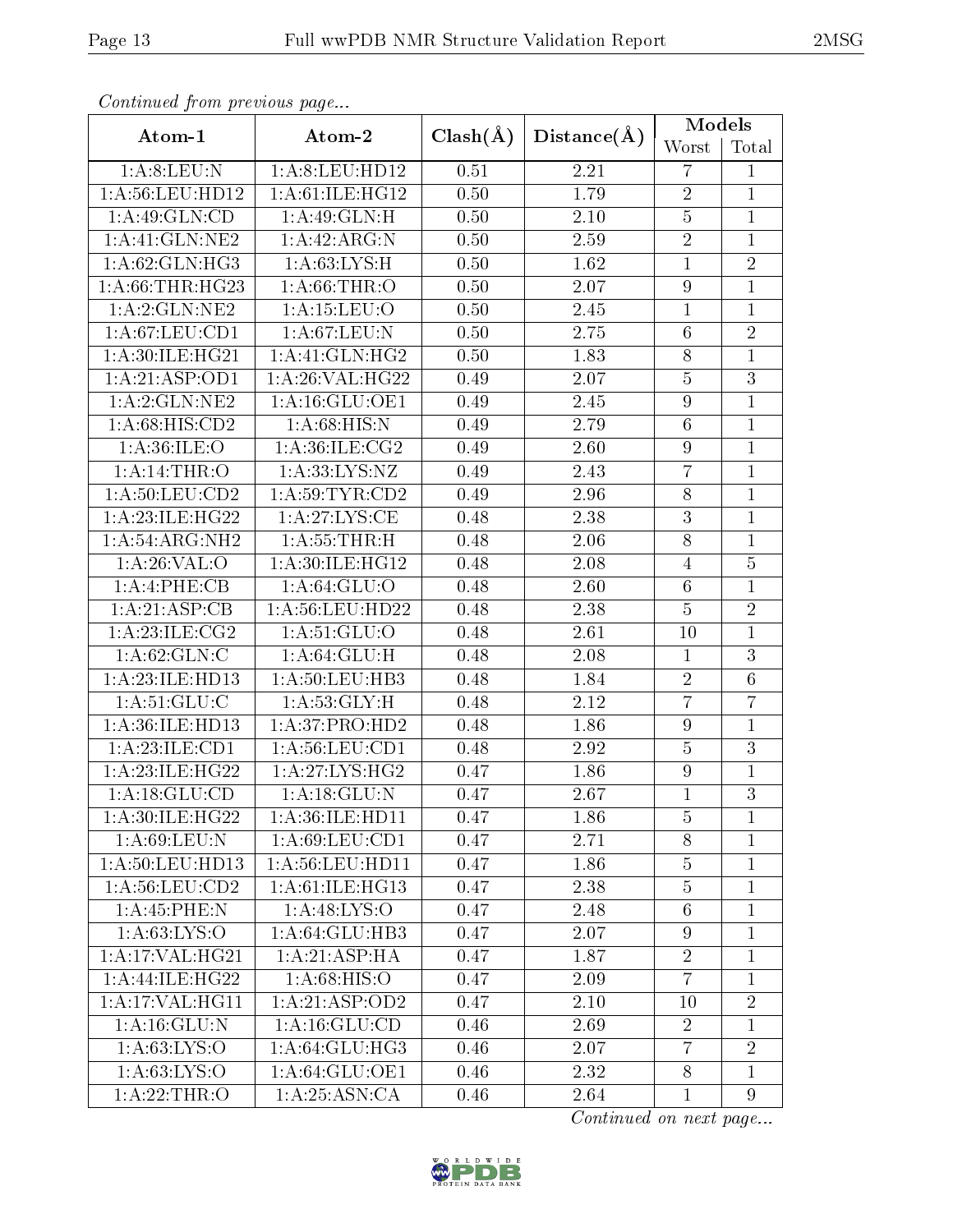*Continued from previous page...*

| Atom-1 | Atom-2 | Clash(Å) | Distance(Å) | Models | |
|---|---|---|---|---|---|
| | | | | Worst | Total |
| 1:A:8:LEU:N | 1:A:8:LEU:HD12 | 0.51 | 2.21 | 7 | 1 |
| 1:A:56:LEU:HD12 | 1:A:61:ILE:HG12 | 0.50 | 1.79 | 2 | 1 |
| 1:A:49:GLN:CD | 1:A:49:GLN:H | 0.50 | 2.10 | 5 | 1 |
| 1:A:41:GLN:NE2 | 1:A:42:ARG:N | 0.50 | 2.59 | 2 | 1 |
| 1:A:62:GLN:HG3 | 1:A:63:LYS:H | 0.50 | 1.62 | 1 | 2 |
| 1:A:66:THR:HG23 | 1:A:66:THR:O | 0.50 | 2.07 | 9 | 1 |
| 1:A:2:GLN:NE2 | 1:A:15:LEU:O | 0.50 | 2.45 | 1 | 1 |
| 1:A:67:LEU:CD1 | 1:A:67:LEU:N | 0.50 | 2.75 | 6 | 2 |
| 1:A:30:ILE:HG21 | 1:A:41:GLN:HG2 | 0.50 | 1.83 | 8 | 1 |
| 1:A:21:ASP:OD1 | 1:A:26:VAL:HG22 | 0.49 | 2.07 | 5 | 3 |
| 1:A:2:GLN:NE2 | 1:A:16:GLU:OE1 | 0.49 | 2.45 | 9 | 1 |
| 1:A:68:HIS:CD2 | 1:A:68:HIS:N | 0.49 | 2.79 | 6 | 1 |
| 1:A:36:ILE:O | 1:A:36:ILE:CG2 | 0.49 | 2.60 | 9 | 1 |
| 1:A:14:THR:O | 1:A:33:LYS:NZ | 0.49 | 2.43 | 7 | 1 |
| 1:A:50:LEU:CD2 | 1:A:59:TYR:CD2 | 0.49 | 2.96 | 8 | 1 |
| 1:A:23:ILE:HG22 | 1:A:27:LYS:CE | 0.48 | 2.38 | 3 | 1 |
| 1:A:54:ARG:NH2 | 1:A:55:THR:H | 0.48 | 2.06 | 8 | 1 |
| 1:A:26:VAL:O | 1:A:30:ILE:HG12 | 0.48 | 2.08 | 4 | 5 |
| 1:A:4:PHE:CB | 1:A:64:GLU:O | 0.48 | 2.60 | 6 | 1 |
| 1:A:21:ASP:CB | 1:A:56:LEU:HD22 | 0.48 | 2.38 | 5 | 2 |
| 1:A:23:ILE:CG2 | 1:A:51:GLU:O | 0.48 | 2.61 | 10 | 1 |
| 1:A:62:GLN:C | 1:A:64:GLU:H | 0.48 | 2.08 | 1 | 3 |
| 1:A:23:ILE:HD13 | 1:A:50:LEU:HB3 | 0.48 | 1.84 | 2 | 6 |
| 1:A:51:GLU:C | 1:A:53:GLY:H | 0.48 | 2.12 | 7 | 7 |
| 1:A:36:ILE:HD13 | 1:A:37:PRO:HD2 | 0.48 | 1.86 | 9 | 1 |
| 1:A:23:ILE:CD1 | 1:A:56:LEU:CD1 | 0.48 | 2.92 | 5 | 3 |
| 1:A:23:ILE:HG22 | 1:A:27:LYS:HG2 | 0.47 | 1.86 | 9 | 1 |
| 1:A:18:GLU:CD | 1:A:18:GLU:N | 0.47 | 2.67 | 1 | 3 |
| 1:A:30:ILE:HG22 | 1:A:36:ILE:HD11 | 0.47 | 1.86 | 5 | 1 |
| 1:A:69:LEU:N | 1:A:69:LEU:CD1 | 0.47 | 2.71 | 8 | 1 |
| 1:A:50:LEU:HD13 | 1:A:56:LEU:HD11 | 0.47 | 1.86 | 5 | 1 |
| 1:A:56:LEU:CD2 | 1:A:61:ILE:HG13 | 0.47 | 2.38 | 5 | 1 |
| 1:A:45:PHE:N | 1:A:48:LYS:O | 0.47 | 2.48 | 6 | 1 |
| 1:A:63:LYS:O | 1:A:64:GLU:HB3 | 0.47 | 2.07 | 9 | 1 |
| 1:A:17:VAL:HG21 | 1:A:21:ASP:HA | 0.47 | 1.87 | 2 | 1 |
| 1:A:44:ILE:HG22 | 1:A:68:HIS:O | 0.47 | 2.09 | 7 | 1 |
| 1:A:17:VAL:HG11 | 1:A:21:ASP:OD2 | 0.47 | 2.10 | 10 | 2 |
| 1:A:16:GLU:N | 1:A:16:GLU:CD | 0.46 | 2.69 | 2 | 1 |
| 1:A:63:LYS:O | 1:A:64:GLU:HG3 | 0.46 | 2.07 | 7 | 2 |
| 1:A:63:LYS:O | 1:A:64:GLU:OE1 | 0.46 | 2.32 | 8 | 1 |
| 1:A:22:THR:O | 1:A:25:ASN:CA | 0.46 | 2.64 | 1 | 9 |

*Continued on next page...*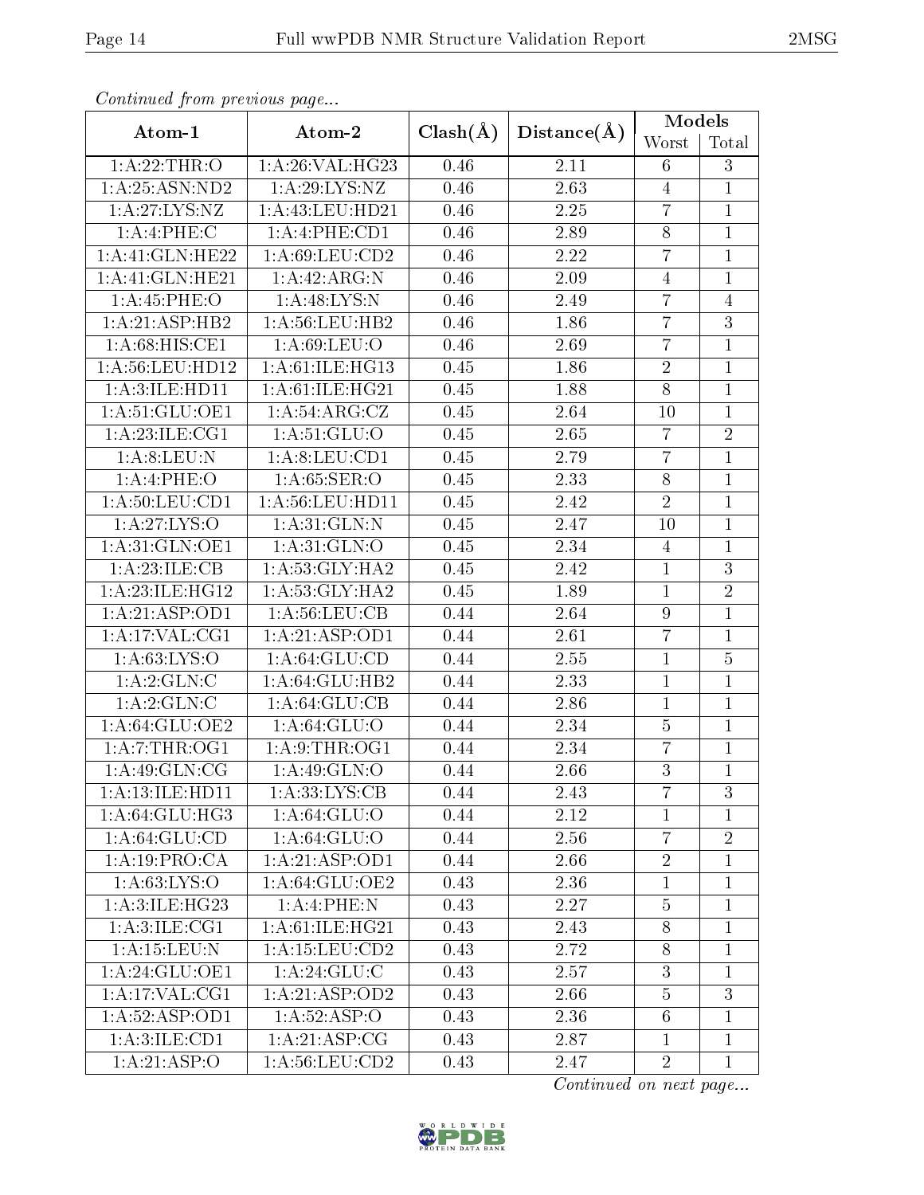*Continued from previous page...*

| Atom-1 | Atom-2 | Clash(Å) | Distance(Å) | Models | |
|---|---|---|---|---|---|
| | | | | Worst | Total |
| 1:A:22:THR:O | 1:A:26:VAL:HG23 | 0.46 | 2.11 | 6 | 3 |
| 1:A:25:ASN:ND2 | 1:A:29:LYS:NZ | 0.46 | 2.63 | 4 | 1 |
| 1:A:27:LYS:NZ | 1:A:43:LEU:HD21 | 0.46 | 2.25 | 7 | 1 |
| 1:A:4:PHE:C | 1:A:4:PHE:CD1 | 0.46 | 2.89 | 8 | 1 |
| 1:A:41:GLN:HE22 | 1:A:69:LEU:CD2 | 0.46 | 2.22 | 7 | 1 |
| 1:A:41:GLN:HE21 | 1:A:42:ARG:N | 0.46 | 2.09 | 4 | 1 |
| 1:A:45:PHE:O | 1:A:48:LYS:N | 0.46 | 2.49 | 7 | 4 |
| 1:A:21:ASP:HB2 | 1:A:56:LEU:HB2 | 0.46 | 1.86 | 7 | 3 |
| 1:A:68:HIS:CE1 | 1:A:69:LEU:O | 0.46 | 2.69 | 7 | 1 |
| 1:A:56:LEU:HD12 | 1:A:61:ILE:HG13 | 0.45 | 1.86 | 2 | 1 |
| 1:A:3:ILE:HD11 | 1:A:61:ILE:HG21 | 0.45 | 1.88 | 8 | 1 |
| 1:A:51:GLU:OE1 | 1:A:54:ARG:CZ | 0.45 | 2.64 | 10 | 1 |
| 1:A:23:ILE:CG1 | 1:A:51:GLU:O | 0.45 | 2.65 | 7 | 2 |
| 1:A:8:LEU:N | 1:A:8:LEU:CD1 | 0.45 | 2.79 | 7 | 1 |
| 1:A:4:PHE:O | 1:A:65:SER:O | 0.45 | 2.33 | 8 | 1 |
| 1:A:50:LEU:CD1 | 1:A:56:LEU:HD11 | 0.45 | 2.42 | 2 | 1 |
| 1:A:27:LYS:O | 1:A:31:GLN:N | 0.45 | 2.47 | 10 | 1 |
| 1:A:31:GLN:OE1 | 1:A:31:GLN:O | 0.45 | 2.34 | 4 | 1 |
| 1:A:23:ILE:CB | 1:A:53:GLY:HA2 | 0.45 | 2.42 | 1 | 3 |
| 1:A:23:ILE:HG12 | 1:A:53:GLY:HA2 | 0.45 | 1.89 | 1 | 2 |
| 1:A:21:ASP:OD1 | 1:A:56:LEU:CB | 0.44 | 2.64 | 9 | 1 |
| 1:A:17:VAL:CG1 | 1:A:21:ASP:OD1 | 0.44 | 2.61 | 7 | 1 |
| 1:A:63:LYS:O | 1:A:64:GLU:CD | 0.44 | 2.55 | 1 | 5 |
| 1:A:2:GLN:C | 1:A:64:GLU:HB2 | 0.44 | 2.33 | 1 | 1 |
| 1:A:2:GLN:C | 1:A:64:GLU:CB | 0.44 | 2.86 | 1 | 1 |
| 1:A:64:GLU:OE2 | 1:A:64:GLU:O | 0.44 | 2.34 | 5 | 1 |
| 1:A:7:THR:OG1 | 1:A:9:THR:OG1 | 0.44 | 2.34 | 7 | 1 |
| 1:A:49:GLN:CG | 1:A:49:GLN:O | 0.44 | 2.66 | 3 | 1 |
| 1:A:13:ILE:HD11 | 1:A:33:LYS:CB | 0.44 | 2.43 | 7 | 3 |
| 1:A:64:GLU:HG3 | 1:A:64:GLU:O | 0.44 | 2.12 | 1 | 1 |
| 1:A:64:GLU:CD | 1:A:64:GLU:O | 0.44 | 2.56 | 7 | 2 |
| 1:A:19:PRO:CA | 1:A:21:ASP:OD1 | 0.44 | 2.66 | 2 | 1 |
| 1:A:63:LYS:O | 1:A:64:GLU:OE2 | 0.43 | 2.36 | 1 | 1 |
| 1:A:3:ILE:HG23 | 1:A:4:PHE:N | 0.43 | 2.27 | 5 | 1 |
| 1:A:3:ILE:CG1 | 1:A:61:ILE:HG21 | 0.43 | 2.43 | 8 | 1 |
| 1:A:15:LEU:N | 1:A:15:LEU:CD2 | 0.43 | 2.72 | 8 | 1 |
| 1:A:24:GLU:OE1 | 1:A:24:GLU:C | 0.43 | 2.57 | 3 | 1 |
| 1:A:17:VAL:CG1 | 1:A:21:ASP:OD2 | 0.43 | 2.66 | 5 | 3 |
| 1:A:52:ASP:OD1 | 1:A:52:ASP:O | 0.43 | 2.36 | 6 | 1 |
| 1:A:3:ILE:CD1 | 1:A:21:ASP:CG | 0.43 | 2.87 | 1 | 1 |
| 1:A:21:ASP:O | 1:A:56:LEU:CD2 | 0.43 | 2.47 | 2 | 1 |

*Continued on next page...*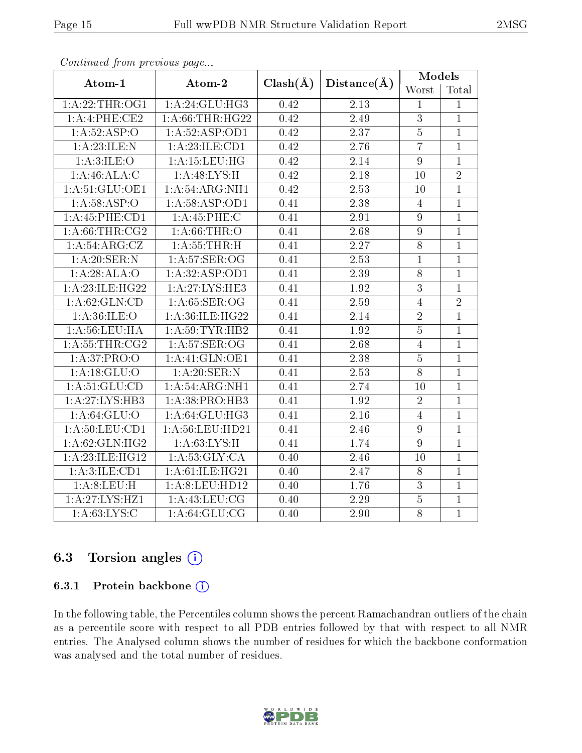*Continued from previous page...*

| Atom-1 | Atom-2 | Clash(Å) | Distance(Å) | Models | |
|---|---|---|---|---|---|
| | | | | Worst | Total |
| 1:A:22:THR:OG1 | 1:A:24:GLU:HG3 | 0.42 | 2.13 | 1 | 1 |
| 1:A:4:PHE:CE2 | 1:A:66:THR:HG22 | 0.42 | 2.49 | 3 | 1 |
| 1:A:52:ASP:O | 1:A:52:ASP:OD1 | 0.42 | 2.37 | 5 | 1 |
| 1:A:23:ILE:N | 1:A:23:ILE:CD1 | 0.42 | 2.76 | 7 | 1 |
| 1:A:3:ILE:O | 1:A:15:LEU:HG | 0.42 | 2.14 | 9 | 1 |
| 1:A:46:ALA:C | 1:A:48:LYS:H | 0.42 | 2.18 | 10 | 2 |
| 1:A:51:GLU:OE1 | 1:A:54:ARG:NH1 | 0.42 | 2.53 | 10 | 1 |
| 1:A:58:ASP:O | 1:A:58:ASP:OD1 | 0.41 | 2.38 | 4 | 1 |
| 1:A:45:PHE:CD1 | 1:A:45:PHE:C | 0.41 | 2.91 | 9 | 1 |
| 1:A:66:THR:CG2 | 1:A:66:THR:O | 0.41 | 2.68 | 9 | 1 |
| 1:A:54:ARG:CZ | 1:A:55:THR:H | 0.41 | 2.27 | 8 | 1 |
| 1:A:20:SER:N | 1:A:57:SER:OG | 0.41 | 2.53 | 1 | 1 |
| 1:A:28:ALA:O | 1:A:32:ASP:OD1 | 0.41 | 2.39 | 8 | 1 |
| 1:A:23:ILE:HG22 | 1:A:27:LYS:HE3 | 0.41 | 1.92 | 3 | 1 |
| 1:A:62:GLN:CD | 1:A:65:SER:OG | 0.41 | 2.59 | 4 | 2 |
| 1:A:36:ILE:O | 1:A:36:ILE:HG22 | 0.41 | 2.14 | 2 | 1 |
| 1:A:56:LEU:HA | 1:A:59:TYR:HB2 | 0.41 | 1.92 | 5 | 1 |
| 1:A:55:THR:CG2 | 1:A:57:SER:OG | 0.41 | 2.68 | 4 | 1 |
| 1:A:37:PRO:O | 1:A:41:GLN:OE1 | 0.41 | 2.38 | 5 | 1 |
| 1:A:18:GLU:O | 1:A:20:SER:N | 0.41 | 2.53 | 8 | 1 |
| 1:A:51:GLU:CD | 1:A:54:ARG:NH1 | 0.41 | 2.74 | 10 | 1 |
| 1:A:27:LYS:HB3 | 1:A:38:PRO:HB3 | 0.41 | 1.92 | 2 | 1 |
| 1:A:64:GLU:O | 1:A:64:GLU:HG3 | 0.41 | 2.16 | 4 | 1 |
| 1:A:50:LEU:CD1 | 1:A:56:LEU:HD21 | 0.41 | 2.46 | 9 | 1 |
| 1:A:62:GLN:HG2 | 1:A:63:LYS:H | 0.41 | 1.74 | 9 | 1 |
| 1:A:23:ILE:HG12 | 1:A:53:GLY:CA | 0.40 | 2.46 | 10 | 1 |
| 1:A:3:ILE:CD1 | 1:A:61:ILE:HG21 | 0.40 | 2.47 | 8 | 1 |
| 1:A:8:LEU:H | 1:A:8:LEU:HD12 | 0.40 | 1.76 | 3 | 1 |
| 1:A:27:LYS:HZ1 | 1:A:43:LEU:CG | 0.40 | 2.29 | 5 | 1 |
| 1:A:63:LYS:C | 1:A:64:GLU:CG | 0.40 | 2.90 | 8 | 1 |

### 6.3 Torsion angles

#### 6.3.1 Protein backbone

In the following table, the Percentiles column shows the percent Ramachandran outliers of the chain as a percentile score with respect to all PDB entries followed by that with respect to all NMR entries. The Analysed column shows the number of residues for which the backbone conformation was analysed and the total number of residues.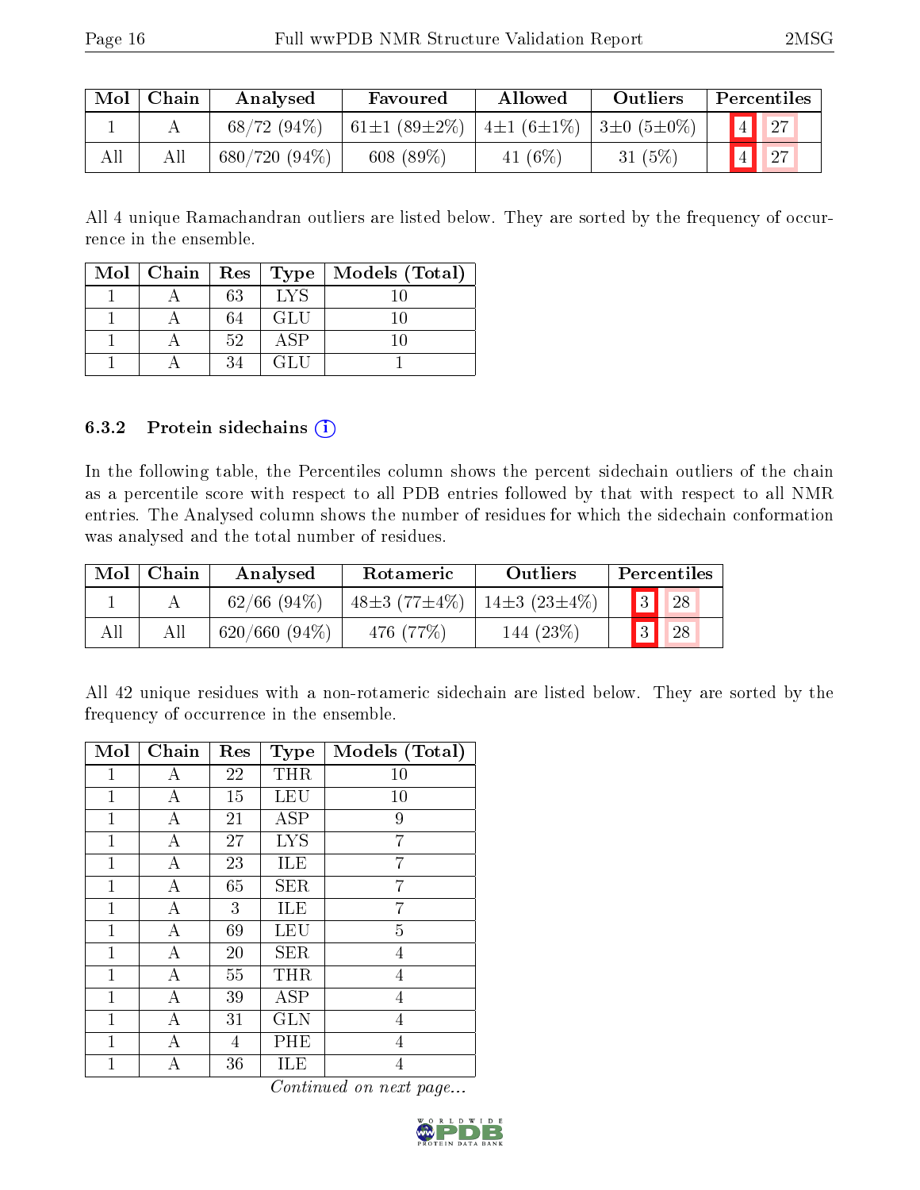| Mol | Chain | Analysed | Favoured | Allowed | Outliers | Percentiles | |
|---|---|---|---|---|---|---|---|
| 1 | A | 68/72 (94%) | 61±1 (89±2%) | 4±1 (6±1%) | 3±0 (5±0%) | 4 | 27 |
| All | All | 680/720 (94%) | 608 (89%) | 41 (6%) | 31 (5%) | 4 | 27 |

All 4 unique Ramachandran outliers are listed below. They are sorted by the frequency of occurrence in the ensemble.

| Mol | Chain | Res | Type | Models (Total) |
|---|---|---|---|---|
| 1 | A | 63 | LYS | 10 |
| 1 | A | 64 | GLU | 10 |
| 1 | A | 52 | ASP | 10 |
| 1 | A | 34 | GLU | 1 |

### 6.3.2 Protein sidechains

In the following table, the Percentiles column shows the percent sidechain outliers of the chain as a percentile score with respect to all PDB entries followed by that with respect to all NMR entries. The Analysed column shows the number of residues for which the sidechain conformation was analysed and the total number of residues.

| Mol | Chain | Analysed | Rotameric | Outliers | Percentiles | |
|---|---|---|---|---|---|---|
| 1 | A | 62/66 (94%) | 48±3 (77±4%) | 14±3 (23±4%) | 3 | 28 |
| All | All | 620/660 (94%) | 476 (77%) | 144 (23%) | 3 | 28 |

All 42 unique residues with a non-rotameric sidechain are listed below. They are sorted by the frequency of occurrence in the ensemble.

| Mol | Chain | Res | Type | Models (Total) |
|---|---|---|---|---|
| 1 | A | 22 | THR | 10 |
| 1 | A | 15 | LEU | 10 |
| 1 | A | 21 | ASP | 9 |
| 1 | A | 27 | LYS | 7 |
| 1 | A | 23 | ILE | 7 |
| 1 | A | 65 | SER | 7 |
| 1 | A | 3 | ILE | 7 |
| 1 | A | 69 | LEU | 5 |
| 1 | A | 20 | SER | 4 |
| 1 | A | 55 | THR | 4 |
| 1 | A | 39 | ASP | 4 |
| 1 | A | 31 | GLN | 4 |
| 1 | A | 4 | PHE | 4 |
| 1 | A | 36 | ILE | 4 |

*Continued on next page...*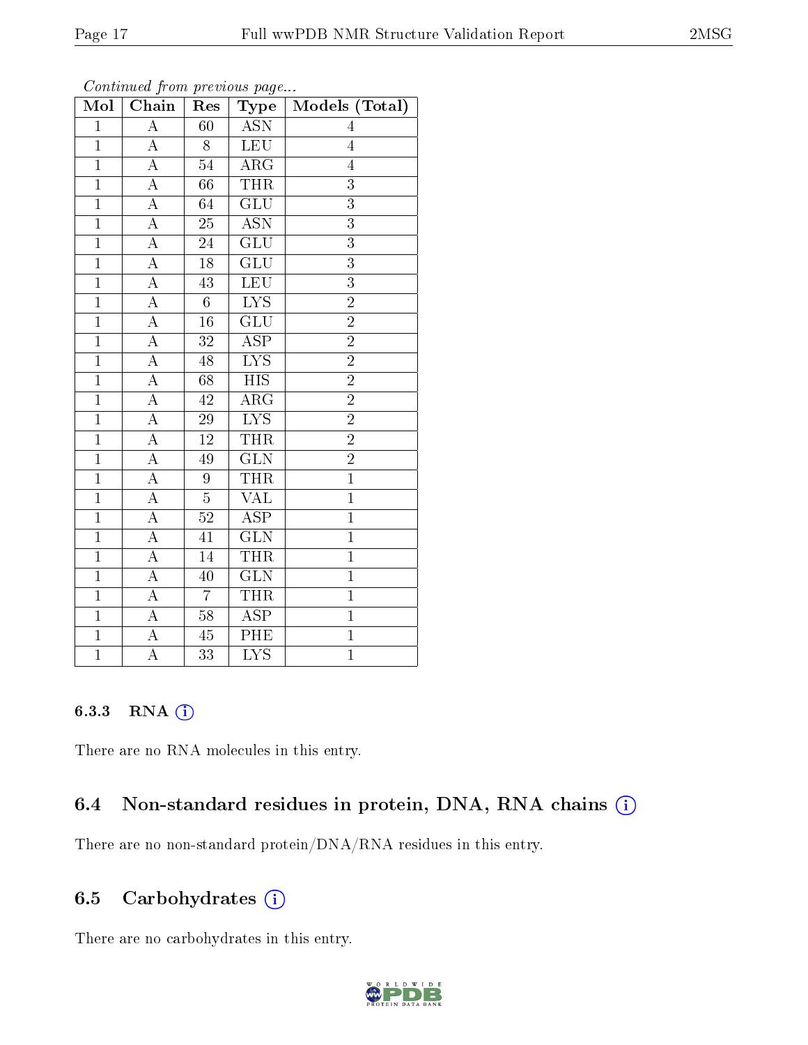*Continued from previous page...*

| Mol | Chain | Res | Type | Models (Total) |
|---|---|---|---|---|
| 1 | A | 60 | ASN | 4 |
| 1 | A | 8 | LEU | 4 |
| 1 | A | 54 | ARG | 4 |
| 1 | A | 66 | THR | 3 |
| 1 | A | 64 | GLU | 3 |
| 1 | A | 25 | ASN | 3 |
| 1 | A | 24 | GLU | 3 |
| 1 | A | 18 | GLU | 3 |
| 1 | A | 43 | LEU | 3 |
| 1 | A | 6 | LYS | 2 |
| 1 | A | 16 | GLU | 2 |
| 1 | A | 32 | ASP | 2 |
| 1 | A | 48 | LYS | 2 |
| 1 | A | 68 | HIS | 2 |
| 1 | A | 42 | ARG | 2 |
| 1 | A | 29 | LYS | 2 |
| 1 | A | 12 | THR | 2 |
| 1 | A | 49 | GLN | 2 |
| 1 | A | 9 | THR | 1 |
| 1 | A | 5 | VAL | 1 |
| 1 | A | 52 | ASP | 1 |
| 1 | A | 41 | GLN | 1 |
| 1 | A | 14 | THR | 1 |
| 1 | A | 40 | GLN | 1 |
| 1 | A | 7 | THR | 1 |
| 1 | A | 58 | ASP | 1 |
| 1 | A | 45 | PHE | 1 |
| 1 | A | 33 | LYS | 1 |

#### 6.3.3 RNA

There are no RNA molecules in this entry.

### 6.4 Non-standard residues in protein, DNA, RNA chains

There are no non-standard protein/DNA/RNA residues in this entry.

### 6.5 Carbohydrates

There are no carbohydrates in this entry.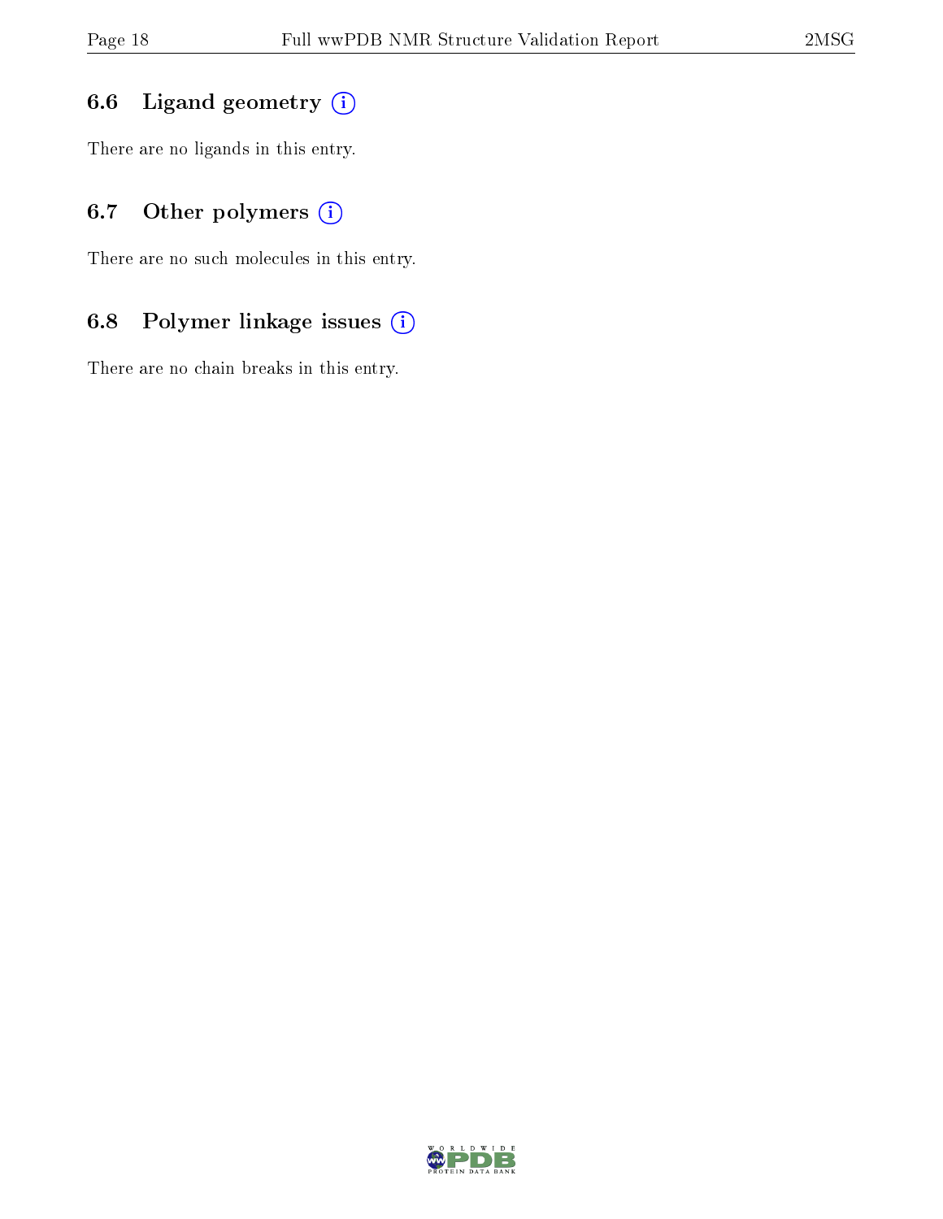### 6.6 Ligand geometry

There are no ligands in this entry.

### 6.7 Other polymers

There are no such molecules in this entry.

### 6.8 Polymer linkage issues

There are no chain breaks in this entry.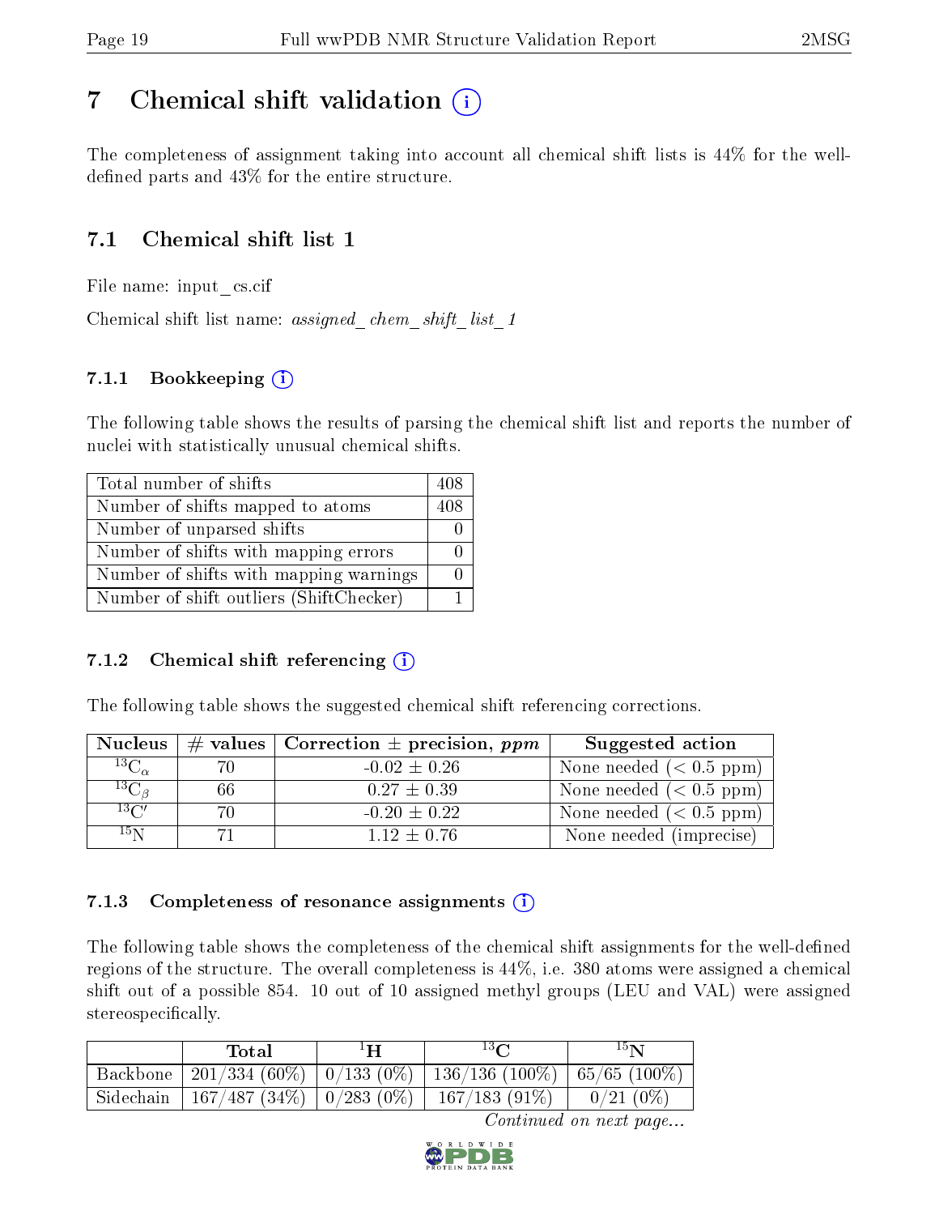# 7 Chemical shift validation (i)

The completeness of assignment taking into account all chemical shift lists is 44% for the well-defined parts and 43% for the entire structure.

## 7.1 Chemical shift list 1

File name: input_cs.cif

Chemical shift list name: *assigned_chem_shift_list_1*

### 7.1.1 Bookkeeping (i)

The following table shows the results of parsing the chemical shift list and reports the number of nuclei with statistically unusual chemical shifts.

| | |
|---|---|
| Total number of shifts | 408 |
| Number of shifts mapped to atoms | 408 |
| Number of unparsed shifts | 0 |
| Number of shifts with mapping errors | 0 |
| Number of shifts with mapping warnings | 0 |
| Number of shift outliers (ShiftChecker) | 1 |

### 7.1.2 Chemical shift referencing (i)

The following table shows the suggested chemical shift referencing corrections.

| Nucleus | # values | Correction ± precision, *ppm* | Suggested action |
|---|---|---|---|
| $^{13}C_{\alpha}$ | 70 | -0.02 ± 0.26 | None needed (< 0.5 ppm) |
| $^{13}C_{\beta}$ | 66 | 0.27 ± 0.39 | None needed (< 0.5 ppm) |
| $^{13}C'$ | 70 | -0.20 ± 0.22 | None needed (< 0.5 ppm) |
| $^{15}N$ | 71 | 1.12 ± 0.76 | None needed (imprecise) |

### 7.1.3 Completeness of resonance assignments (i)

The following table shows the completeness of the chemical shift assignments for the well-defined regions of the structure. The overall completeness is 44%, i.e. 380 atoms were assigned a chemical shift out of a possible 854. 10 out of 10 assigned methyl groups (LEU and VAL) were assigned stereospecifically.

| | Total | $^{1}H$ | $^{13}C$ | $^{15}N$ |
|---|---|---|---|---|
| Backbone | 201/334 (60%) | 0/133 (0%) | 136/136 (100%) | 65/65 (100%) |
| Sidechain | 167/487 (34%) | 0/283 (0%) | 167/183 (91%) | 0/21 (0%) |

*Continued on next page...*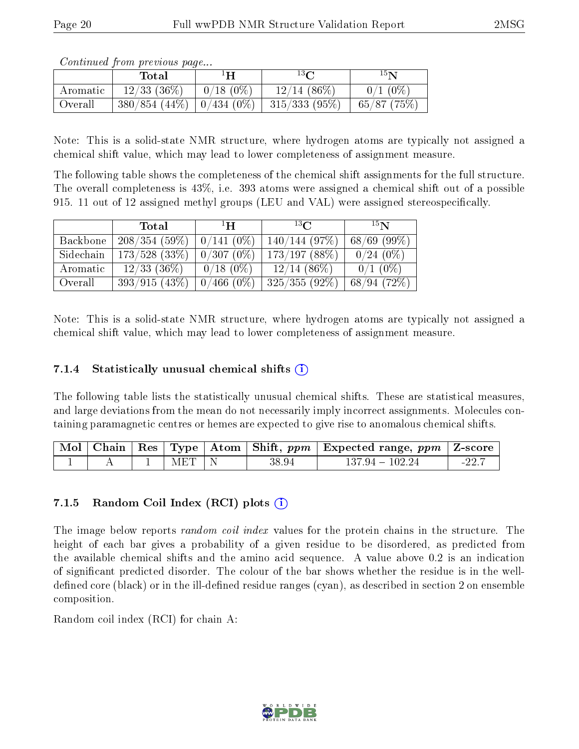*Continued from previous page...*

| | Total | $^{1}$H | $^{13}$C | $^{15}$N |
|---|---|---|---|---|
| Aromatic | 12/33 (36%) | 0/18 (0%) | 12/14 (86%) | 0/1 (0%) |
| Overall | 380/854 (44%) | 0/434 (0%) | 315/333 (95%) | 65/87 (75%) |

Note: This is a solid-state NMR structure, where hydrogen atoms are typically not assigned a chemical shift value, which may lead to lower completeness of assignment measure.

The following table shows the completeness of the chemical shift assignments for the full structure. The overall completeness is 43%, i.e. 393 atoms were assigned a chemical shift out of a possible 915. 11 out of 12 assigned methyl groups (LEU and VAL) were assigned stereospecifically.

| | Total | $^{1}$H | $^{13}$C | $^{15}$N |
|---|---|---|---|---|
| Backbone | 208/354 (59%) | 0/141 (0%) | 140/144 (97%) | 68/69 (99%) |
| Sidechain | 173/528 (33%) | 0/307 (0%) | 173/197 (88%) | 0/24 (0%) |
| Aromatic | 12/33 (36%) | 0/18 (0%) | 12/14 (86%) | 0/1 (0%) |
| Overall | 393/915 (43%) | 0/466 (0%) | 325/355 (92%) | 68/94 (72%) |

Note: This is a solid-state NMR structure, where hydrogen atoms are typically not assigned a chemical shift value, which may lead to lower completeness of assignment measure.

### 7.1.4 Statistically unusual chemical shifts

The following table lists the statistically unusual chemical shifts. These are statistical measures, and large deviations from the mean do not necessarily imply incorrect assignments. Molecules containing paramagnetic centres or hemes are expected to give rise to anomalous chemical shifts.

| Mol | Chain | Res | Type | Atom | Shift, *ppm* | Expected range, *ppm* | Z-score |
|---|---|---|---|---|---|---|---|
| 1 | A | 1 | MET | N | 38.94 | 137.94 – 102.24 | -22.7 |

### 7.1.5 Random Coil Index (RCI) plots

The image below reports *random coil index* values for the protein chains in the structure. The height of each bar gives a probability of a given residue to be disordered, as predicted from the available chemical shifts and the amino acid sequence. A value above 0.2 is an indication of significant predicted disorder. The colour of the bar shows whether the residue is in the well-defined core (black) or in the ill-defined residue ranges (cyan), as described in section 2 on ensemble composition.

Random coil index (RCI) for chain A: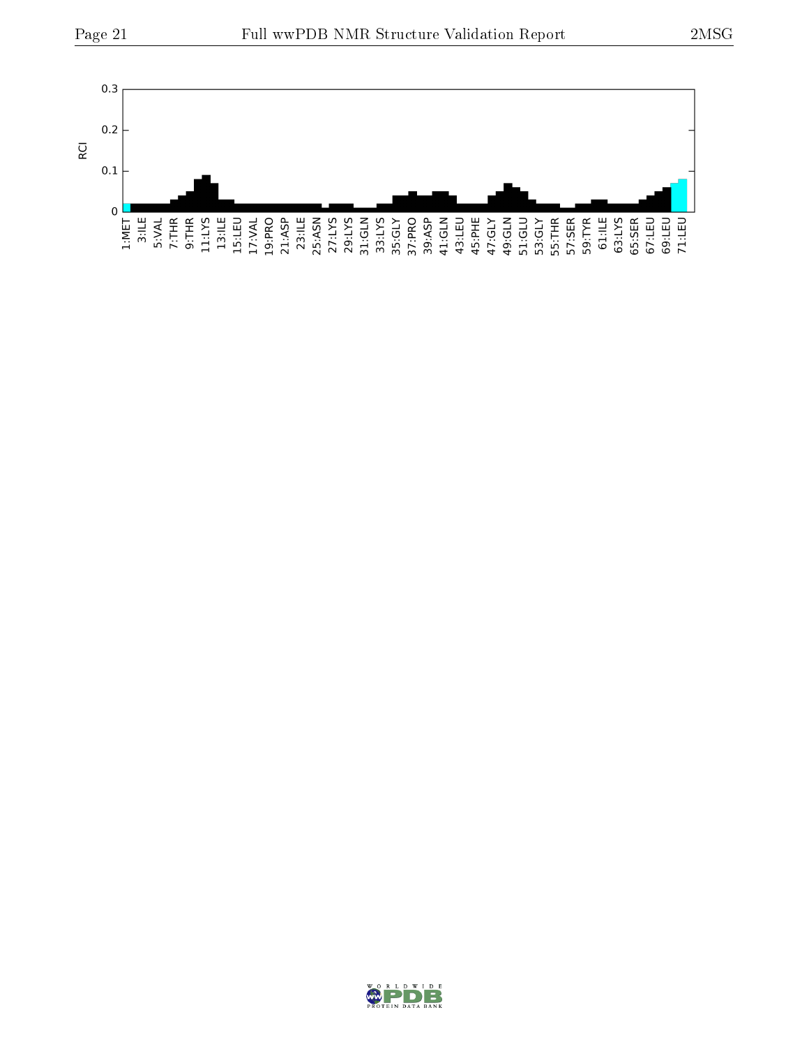0.3
0.2
RCI
0.1
0

1:MET 3:ILE 5:VAL 7:THR 9:THR 11:LYS 13:ILE 15:LEU 17:VAL 19:PRO 21:ASP 23:ILE 25:ASN 27:LYS 29:LYS 31:GLN 33:LYS 35:GLY 37:PRO 39:ASP 41:GLN 43:LEU 45:PHE 47:GLY 49:GLN 51:GLU 53:GLY 55:THR 57:SER 59:TYR 61:ILE 63:LYS 65:SER 67:LEU 69:LEU 71:LEU